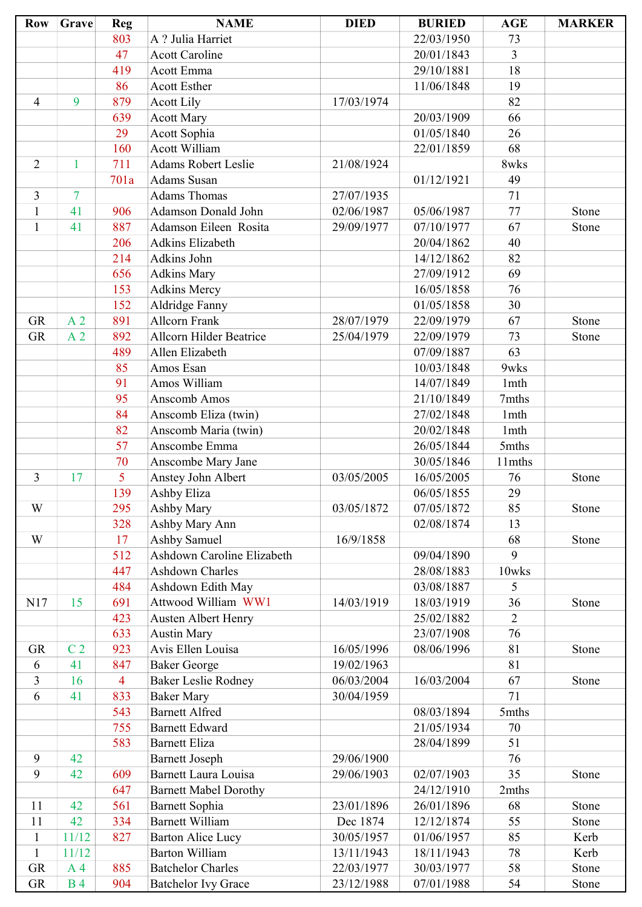| Row | Grave | Reg | NAME | DIED | BURIED | AGE | MARKER |
|---|---|---|---|---|---|---|---|
| | | 803 | A ? Julia Harriet | | 22/03/1950 | 73 | |
| | | 47 | Acott Caroline | | 20/01/1843 | 3 | |
| | | 419 | Acott Emma | | 29/10/1881 | 18 | |
| | | 86 | Acott Esther | | 11/06/1848 | 19 | |
| 4 | 9 | 879 | Acott Lily | 17/03/1974 | | 82 | |
| | | 639 | Acott Mary | | 20/03/1909 | 66 | |
| | | 29 | Acott Sophia | | 01/05/1840 | 26 | |
| | | 160 | Acott William | | 22/01/1859 | 68 | |
| 2 | 1 | 711 | Adams Robert Leslie | 21/08/1924 | | 8wks | |
| | | 701a | Adams Susan | | 01/12/1921 | 49 | |
| 3 | 7 | | Adams Thomas | 27/07/1935 | | 71 | |
| 1 | 41 | 906 | Adamson Donald John | 02/06/1987 | 05/06/1987 | 77 | Stone |
| 1 | 41 | 887 | Adamson Eileen Rosita | 29/09/1977 | 07/10/1977 | 67 | Stone |
| | | 206 | Adkins Elizabeth | | 20/04/1862 | 40 | |
| | | 214 | Adkins John | | 14/12/1862 | 82 | |
| | | 656 | Adkins Mary | | 27/09/1912 | 69 | |
| | | 153 | Adkins Mercy | | 16/05/1858 | 76 | |
| | | 152 | Aldridge Fanny | | 01/05/1858 | 30 | |
| GR | A 2 | 891 | Allcorn Frank | 28/07/1979 | 22/09/1979 | 67 | Stone |
| GR | A 2 | 892 | Allcorn Hilder Beatrice | 25/04/1979 | 22/09/1979 | 73 | Stone |
| | | 489 | Allen Elizabeth | | 07/09/1887 | 63 | |
| | | 85 | Amos Esan | | 10/03/1848 | 9wks | |
| | | 91 | Amos William | | 14/07/1849 | 1mth | |
| | | 95 | Anscomb Amos | | 21/10/1849 | 7mths | |
| | | 84 | Anscomb Eliza (twin) | | 27/02/1848 | 1mth | |
| | | 82 | Anscomb Maria (twin) | | 20/02/1848 | 1mth | |
| | | 57 | Anscombe Emma | | 26/05/1844 | 5mths | |
| | | 70 | Anscombe Mary Jane | | 30/05/1846 | 11mths | |
| 3 | 17 | 5 | Anstey John Albert | 03/05/2005 | 16/05/2005 | 76 | Stone |
| | | 139 | Ashby Eliza | | 06/05/1855 | 29 | |
| W | | 295 | Ashby Mary | 03/05/1872 | 07/05/1872 | 85 | Stone |
| | | 328 | Ashby Mary Ann | | 02/08/1874 | 13 | |
| W | | 17 | Ashby Samuel | 16/9/1858 | | 68 | Stone |
| | | 512 | Ashdown Caroline Elizabeth | | 09/04/1890 | 9 | |
| | | 447 | Ashdown Charles | | 28/08/1883 | 10wks | |
| | | 484 | Ashdown Edith May | | 03/08/1887 | 5 | |
| N17 | 15 | 691 | Attwood William WW1 | 14/03/1919 | 18/03/1919 | 36 | Stone |
| | | 423 | Austen Albert Henry | | 25/02/1882 | 2 | |
| | | 633 | Austin Mary | | 23/07/1908 | 76 | |
| GR | C 2 | 923 | Avis Ellen Louisa | 16/05/1996 | 08/06/1996 | 81 | Stone |
| 6 | 41 | 847 | Baker George | 19/02/1963 | | 81 | |
| 3 | 16 | 4 | Baker Leslie Rodney | 06/03/2004 | 16/03/2004 | 67 | Stone |
| 6 | 41 | 833 | Baker Mary | 30/04/1959 | | 71 | |
| | | 543 | Barnett Alfred | | 08/03/1894 | 5mths | |
| | | 755 | Barnett Edward | | 21/05/1934 | 70 | |
| | | 583 | Barnett Eliza | | 28/04/1899 | 51 | |
| 9 | 42 | | Barnett Joseph | 29/06/1900 | | 76 | |
| 9 | 42 | 609 | Barnett Laura Louisa | 29/06/1903 | 02/07/1903 | 35 | Stone |
| | | 647 | Barnett Mabel Dorothy | | 24/12/1910 | 2mths | |
| 11 | 42 | 561 | Barnett Sophia | 23/01/1896 | 26/01/1896 | 68 | Stone |
| 11 | 42 | 334 | Barnett William | Dec 1874 | 12/12/1874 | 55 | Stone |
| 1 | 11/12 | 827 | Barton Alice Lucy | 30/05/1957 | 01/06/1957 | 85 | Kerb |
| 1 | 11/12 | | Barton William | 13/11/1943 | 18/11/1943 | 78 | Kerb |
| GR | A 4 | 885 | Batchelor Charles | 22/03/1977 | 30/03/1977 | 58 | Stone |
| GR | B 4 | 904 | Batchelor Ivy Grace | 23/12/1988 | 07/01/1988 | 54 | Stone |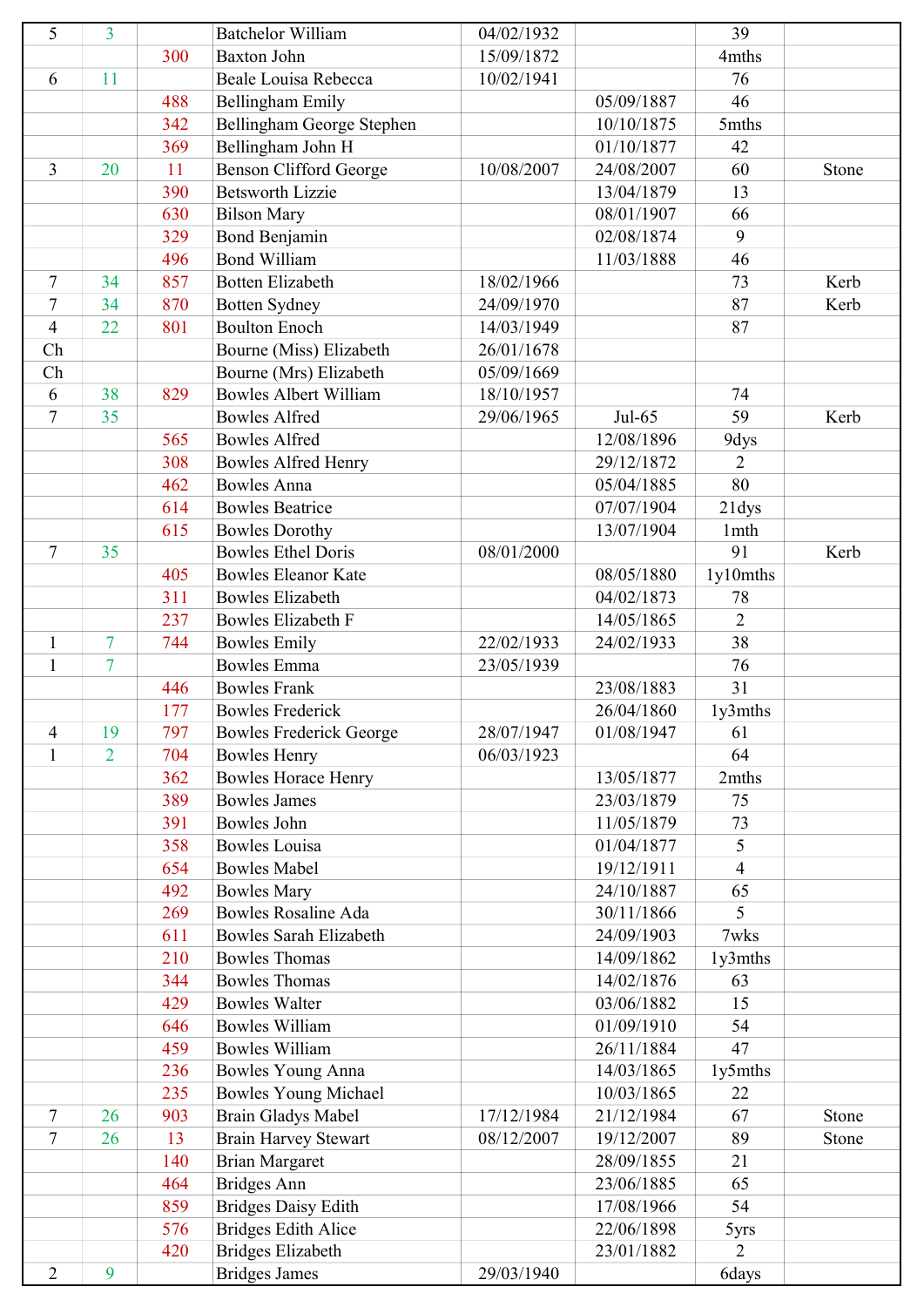| | | | | | | | |
|---|---|---|---|---|---|---|---|
| 5 | 3 | | Batchelor William | 04/02/1932 | | 39 | |
| | | 300 | Baxton John | 15/09/1872 | | 4mths | |
| 6 | 11 | | Beale Louisa Rebecca | 10/02/1941 | | 76 | |
| | | 488 | Bellingham Emily | | 05/09/1887 | 46 | |
| | | 342 | Bellingham George Stephen | | 10/10/1875 | 5mths | |
| | | 369 | Bellingham John H | | 01/10/1877 | 42 | |
| 3 | 20 | 11 | Benson Clifford George | 10/08/2007 | 24/08/2007 | 60 | Stone |
| | | 390 | Betsworth Lizzie | | 13/04/1879 | 13 | |
| | | 630 | Bilson Mary | | 08/01/1907 | 66 | |
| | | 329 | Bond Benjamin | | 02/08/1874 | 9 | |
| | | 496 | Bond William | | 11/03/1888 | 46 | |
| 7 | 34 | 857 | Botten Elizabeth | 18/02/1966 | | 73 | Kerb |
| 7 | 34 | 870 | Botten Sydney | 24/09/1970 | | 87 | Kerb |
| 4 | 22 | 801 | Boulton Enoch | 14/03/1949 | | 87 | |
| Ch | | | Bourne (Miss) Elizabeth | 26/01/1678 | | | |
| Ch | | | Bourne (Mrs) Elizabeth | 05/09/1669 | | | |
| 6 | 38 | 829 | Bowles Albert William | 18/10/1957 | | 74 | |
| 7 | 35 | | Bowles Alfred | 29/06/1965 | Jul-65 | 59 | Kerb |
| | | 565 | Bowles Alfred | | 12/08/1896 | 9dys | |
| | | 308 | Bowles Alfred Henry | | 29/12/1872 | 2 | |
| | | 462 | Bowles Anna | | 05/04/1885 | 80 | |
| | | 614 | Bowles Beatrice | | 07/07/1904 | 21dys | |
| | | 615 | Bowles Dorothy | | 13/07/1904 | 1mth | |
| 7 | 35 | | Bowles Ethel Doris | 08/01/2000 | | 91 | Kerb |
| | | 405 | Bowles Eleanor Kate | | 08/05/1880 | 1y10mths | |
| | | 311 | Bowles Elizabeth | | 04/02/1873 | 78 | |
| | | 237 | Bowles Elizabeth F | | 14/05/1865 | 2 | |
| 1 | 7 | 744 | Bowles Emily | 22/02/1933 | 24/02/1933 | 38 | |
| 1 | 7 | | Bowles Emma | 23/05/1939 | | 76 | |
| | | 446 | Bowles Frank | | 23/08/1883 | 31 | |
| | | 177 | Bowles Frederick | | 26/04/1860 | 1y3mths | |
| 4 | 19 | 797 | Bowles Frederick George | 28/07/1947 | 01/08/1947 | 61 | |
| 1 | 2 | 704 | Bowles Henry | 06/03/1923 | | 64 | |
| | | 362 | Bowles Horace Henry | | 13/05/1877 | 2mths | |
| | | 389 | Bowles James | | 23/03/1879 | 75 | |
| | | 391 | Bowles John | | 11/05/1879 | 73 | |
| | | 358 | Bowles Louisa | | 01/04/1877 | 5 | |
| | | 654 | Bowles Mabel | | 19/12/1911 | 4 | |
| | | 492 | Bowles Mary | | 24/10/1887 | 65 | |
| | | 269 | Bowles Rosaline Ada | | 30/11/1866 | 5 | |
| | | 611 | Bowles Sarah Elizabeth | | 24/09/1903 | 7wks | |
| | | 210 | Bowles Thomas | | 14/09/1862 | 1y3mths | |
| | | 344 | Bowles Thomas | | 14/02/1876 | 63 | |
| | | 429 | Bowles Walter | | 03/06/1882 | 15 | |
| | | 646 | Bowles William | | 01/09/1910 | 54 | |
| | | 459 | Bowles William | | 26/11/1884 | 47 | |
| | | 236 | Bowles Young Anna | | 14/03/1865 | 1y5mths | |
| | | 235 | Bowles Young Michael | | 10/03/1865 | 22 | |
| 7 | 26 | 903 | Brain Gladys Mabel | 17/12/1984 | 21/12/1984 | 67 | Stone |
| 7 | 26 | 13 | Brain Harvey Stewart | 08/12/2007 | 19/12/2007 | 89 | Stone |
| | | 140 | Brian Margaret | | 28/09/1855 | 21 | |
| | | 464 | Bridges Ann | | 23/06/1885 | 65 | |
| | | 859 | Bridges Daisy Edith | | 17/08/1966 | 54 | |
| | | 576 | Bridges Edith Alice | | 22/06/1898 | 5yrs | |
| | | 420 | Bridges Elizabeth | | 23/01/1882 | 2 | |
| 2 | 9 | | Bridges James | 29/03/1940 | | 6days | |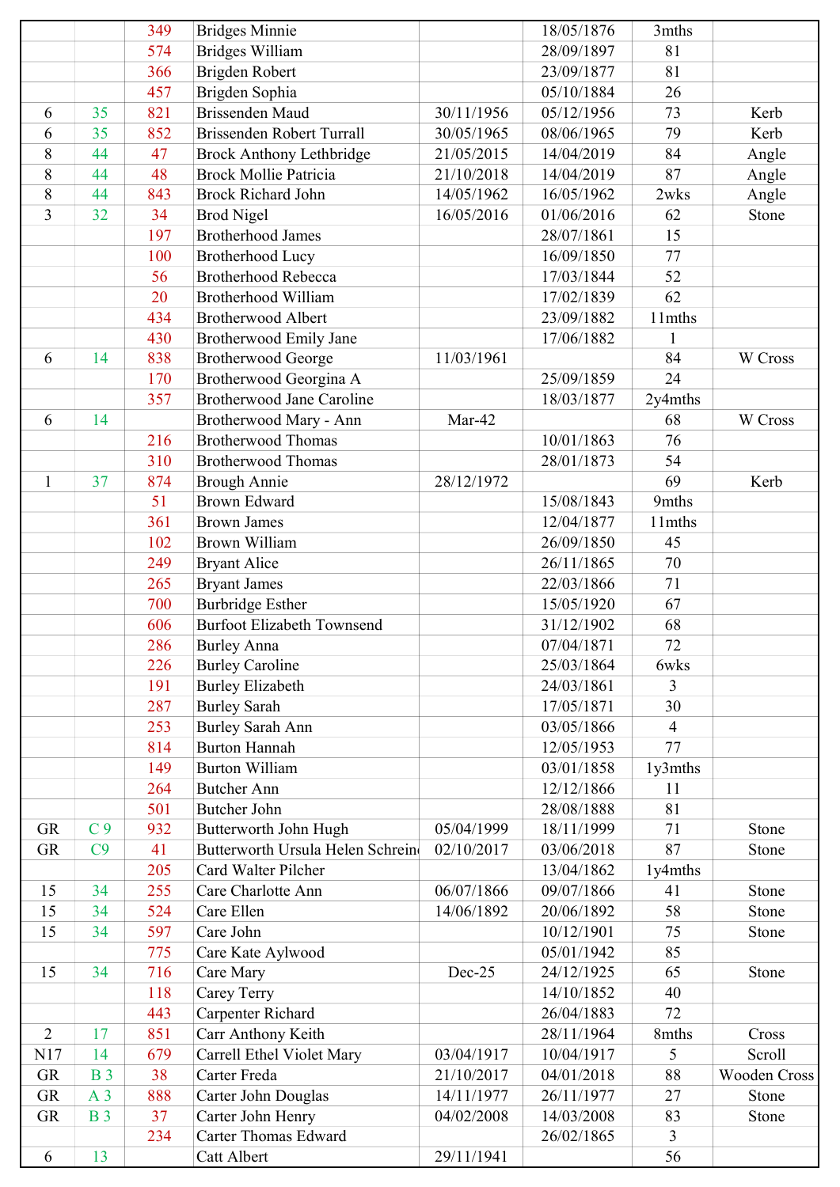| | | | | | | | |
|---|---|---|---|---|---|---|---|
| | | 349 | Bridges Minnie | | 18/05/1876 | 3mths | |
| | | 574 | Bridges William | | 28/09/1897 | 81 | |
| | | 366 | Brigden Robert | | 23/09/1877 | 81 | |
| | | 457 | Brigden Sophia | | 05/10/1884 | 26 | |
| 6 | 35 | 821 | Brissenden Maud | 30/11/1956 | 05/12/1956 | 73 | Kerb |
| 6 | 35 | 852 | Brissenden Robert Turrall | 30/05/1965 | 08/06/1965 | 79 | Kerb |
| 8 | 44 | 47 | Brock Anthony Lethbridge | 21/05/2015 | 14/04/2019 | 84 | Angle |
| 8 | 44 | 48 | Brock Mollie Patricia | 21/10/2018 | 14/04/2019 | 87 | Angle |
| 8 | 44 | 843 | Brock Richard John | 14/05/1962 | 16/05/1962 | 2wks | Angle |
| 3 | 32 | 34 | Brod Nigel | 16/05/2016 | 01/06/2016 | 62 | Stone |
| | | 197 | Brotherhood James | | 28/07/1861 | 15 | |
| | | 100 | Brotherhood Lucy | | 16/09/1850 | 77 | |
| | | 56 | Brotherhood Rebecca | | 17/03/1844 | 52 | |
| | | 20 | Brotherhood William | | 17/02/1839 | 62 | |
| | | 434 | Brotherwood Albert | | 23/09/1882 | 11mths | |
| | | 430 | Brotherwood Emily Jane | | 17/06/1882 | 1 | |
| 6 | 14 | 838 | Brotherwood George | 11/03/1961 | | 84 | W Cross |
| | | 170 | Brotherwood Georgina A | | 25/09/1859 | 24 | |
| | | 357 | Brotherwood Jane Caroline | | 18/03/1877 | 2y4mths | |
| 6 | 14 | | Brotherwood Mary - Ann | Mar-42 | | 68 | W Cross |
| | | 216 | Brotherwood Thomas | | 10/01/1863 | 76 | |
| | | 310 | Brotherwood Thomas | | 28/01/1873 | 54 | |
| 1 | 37 | 874 | Brough Annie | 28/12/1972 | | 69 | Kerb |
| | | 51 | Brown Edward | | 15/08/1843 | 9mths | |
| | | 361 | Brown James | | 12/04/1877 | 11mths | |
| | | 102 | Brown William | | 26/09/1850 | 45 | |
| | | 249 | Bryant Alice | | 26/11/1865 | 70 | |
| | | 265 | Bryant James | | 22/03/1866 | 71 | |
| | | 700 | Burbridge Esther | | 15/05/1920 | 67 | |
| | | 606 | Burfoot Elizabeth Townsend | | 31/12/1902 | 68 | |
| | | 286 | Burley Anna | | 07/04/1871 | 72 | |
| | | 226 | Burley Caroline | | 25/03/1864 | 6wks | |
| | | 191 | Burley Elizabeth | | 24/03/1861 | 3 | |
| | | 287 | Burley Sarah | | 17/05/1871 | 30 | |
| | | 253 | Burley Sarah Ann | | 03/05/1866 | 4 | |
| | | 814 | Burton Hannah | | 12/05/1953 | 77 | |
| | | 149 | Burton William | | 03/01/1858 | 1y3mths | |
| | | 264 | Butcher Ann | | 12/12/1866 | 11 | |
| | | 501 | Butcher John | | 28/08/1888 | 81 | |
| GR | C 9 | 932 | Butterworth John Hugh | 05/04/1999 | 18/11/1999 | 71 | Stone |
| GR | C9 | 41 | Butterworth Ursula Helen Schreine | 02/10/2017 | 03/06/2018 | 87 | Stone |
| | | 205 | Card Walter Pilcher | | 13/04/1862 | 1y4mths | |
| 15 | 34 | 255 | Care Charlotte Ann | 06/07/1866 | 09/07/1866 | 41 | Stone |
| 15 | 34 | 524 | Care Ellen | 14/06/1892 | 20/06/1892 | 58 | Stone |
| 15 | 34 | 597 | Care John | | 10/12/1901 | 75 | Stone |
| | | 775 | Care Kate Aylwood | | 05/01/1942 | 85 | |
| 15 | 34 | 716 | Care Mary | Dec-25 | 24/12/1925 | 65 | Stone |
| | | 118 | Carey Terry | | 14/10/1852 | 40 | |
| | | 443 | Carpenter Richard | | 26/04/1883 | 72 | |
| 2 | 17 | 851 | Carr Anthony Keith | | 28/11/1964 | 8mths | Cross |
| N17 | 14 | 679 | Carrell Ethel Violet Mary | 03/04/1917 | 10/04/1917 | 5 | Scroll |
| GR | B 3 | 38 | Carter Freda | 21/10/2017 | 04/01/2018 | 88 | Wooden Cross |
| GR | A 3 | 888 | Carter John Douglas | 14/11/1977 | 26/11/1977 | 27 | Stone |
| GR | B 3 | 37 | Carter John Henry | 04/02/2008 | 14/03/2008 | 83 | Stone |
| | | 234 | Carter Thomas Edward | | 26/02/1865 | 3 | |
| 6 | 13 | | Catt Albert | 29/11/1941 | | 56 | |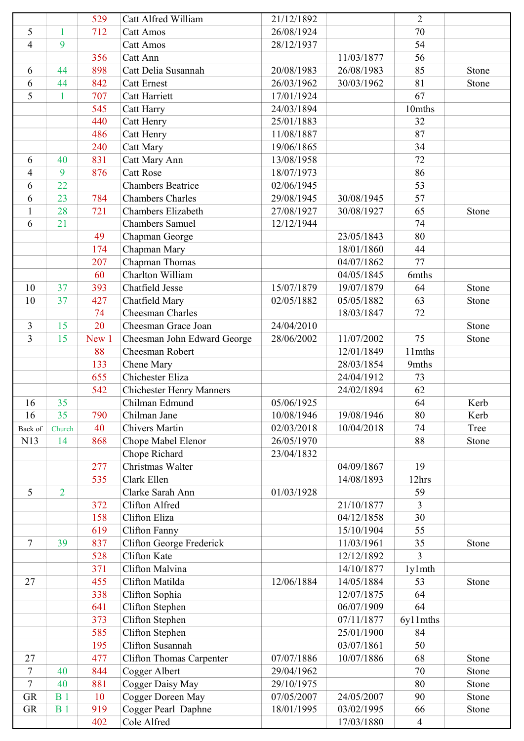| | | | | | | | |
|---|---|---|---|---|---|---|---|
| | | 529 | Catt Alfred William | 21/12/1892 | | 2 | |
| 5 | 1 | 712 | Catt Amos | 26/08/1924 | | 70 | |
| 4 | 9 | | Catt Amos | 28/12/1937 | | 54 | |
| | | 356 | Catt Ann | | 11/03/1877 | 56 | |
| 6 | 44 | 898 | Catt Delia Susannah | 20/08/1983 | 26/08/1983 | 85 | Stone |
| 6 | 44 | 842 | Catt Ernest | 26/03/1962 | 30/03/1962 | 81 | Stone |
| 5 | 1 | 707 | Catt Harriett | 17/01/1924 | | 67 | |
| | | 545 | Catt Harry | 24/03/1894 | | 10mths | |
| | | 440 | Catt Henry | 25/01/1883 | | 32 | |
| | | 486 | Catt Henry | 11/08/1887 | | 87 | |
| | | 240 | Catt Mary | 19/06/1865 | | 34 | |
| 6 | 40 | 831 | Catt Mary Ann | 13/08/1958 | | 72 | |
| 4 | 9 | 876 | Catt Rose | 18/07/1973 | | 86 | |
| 6 | 22 | | Chambers Beatrice | 02/06/1945 | | 53 | |
| 6 | 23 | 784 | Chambers Charles | 29/08/1945 | 30/08/1945 | 57 | |
| 1 | 28 | 721 | Chambers Elizabeth | 27/08/1927 | 30/08/1927 | 65 | Stone |
| 6 | 21 | | Chambers Samuel | 12/12/1944 | | 74 | |
| | | 49 | Chapman George | | 23/05/1843 | 80 | |
| | | 174 | Chapman Mary | | 18/01/1860 | 44 | |
| | | 207 | Chapman Thomas | | 04/07/1862 | 77 | |
| | | 60 | Charlton William | | 04/05/1845 | 6mths | |
| 10 | 37 | 393 | Chatfield Jesse | 15/07/1879 | 19/07/1879 | 64 | Stone |
| 10 | 37 | 427 | Chatfield Mary | 02/05/1882 | 05/05/1882 | 63 | Stone |
| | | 74 | Cheesman Charles | | 18/03/1847 | 72 | |
| 3 | 15 | 20 | Cheesman Grace Joan | 24/04/2010 | | | Stone |
| 3 | 15 | New 1 | Cheesman John Edward George | 28/06/2002 | 11/07/2002 | 75 | Stone |
| | | 88 | Cheesman Robert | | 12/01/1849 | 11mths | |
| | | 133 | Chene Mary | | 28/03/1854 | 9mths | |
| | | 655 | Chichester Eliza | | 24/04/1912 | 73 | |
| | | 542 | Chichester Henry Manners | | 24/02/1894 | 62 | |
| 16 | 35 | | Chilman Edmund | 05/06/1925 | | 64 | Kerb |
| 16 | 35 | 790 | Chilman Jane | 10/08/1946 | 19/08/1946 | 80 | Kerb |
| Back of | Church | 40 | Chivers Martin | 02/03/2018 | 10/04/2018 | 74 | Tree |
| N13 | 14 | 868 | Chope Mabel Elenor | 26/05/1970 | | 88 | Stone |
| | | | Chope Richard | 23/04/1832 | | | |
| | | 277 | Christmas Walter | | 04/09/1867 | 19 | |
| | | 535 | Clark Ellen | | 14/08/1893 | 12hrs | |
| 5 | 2 | | Clarke Sarah Ann | 01/03/1928 | | 59 | |
| | | 372 | Clifton Alfred | | 21/10/1877 | 3 | |
| | | 158 | Clifton Eliza | | 04/12/1858 | 30 | |
| | | 619 | Clifton Fanny | | 15/10/1904 | 55 | |
| 7 | 39 | 837 | Clifton George Frederick | | 11/03/1961 | 35 | Stone |
| | | 528 | Clifton Kate | | 12/12/1892 | 3 | |
| | | 371 | Clifton Malvina | | 14/10/1877 | 1y1mth | |
| 27 | | 455 | Clifton Matilda | 12/06/1884 | 14/05/1884 | 53 | Stone |
| | | 338 | Clifton Sophia | | 12/07/1875 | 64 | |
| | | 641 | Clifton Stephen | | 06/07/1909 | 64 | |
| | | 373 | Clifton Stephen | | 07/11/1877 | 6y11mths | |
| | | 585 | Clifton Stephen | | 25/01/1900 | 84 | |
| | | 195 | Clifton Susannah | | 03/07/1861 | 50 | |
| 27 | | 477 | Clifton Thomas Carpenter | 07/07/1886 | 10/07/1886 | 68 | Stone |
| 7 | 40 | 844 | Cogger Albert | 29/04/1962 | | 70 | Stone |
| 7 | 40 | 881 | Cogger Daisy May | 29/10/1975 | | 80 | Stone |
| GR | B 1 | 10 | Cogger Doreen May | 07/05/2007 | 24/05/2007 | 90 | Stone |
| GR | B 1 | 919 | Cogger Pearl Daphne | 18/01/1995 | 03/02/1995 | 66 | Stone |
| | | 402 | Cole Alfred | | 17/03/1880 | 4 | |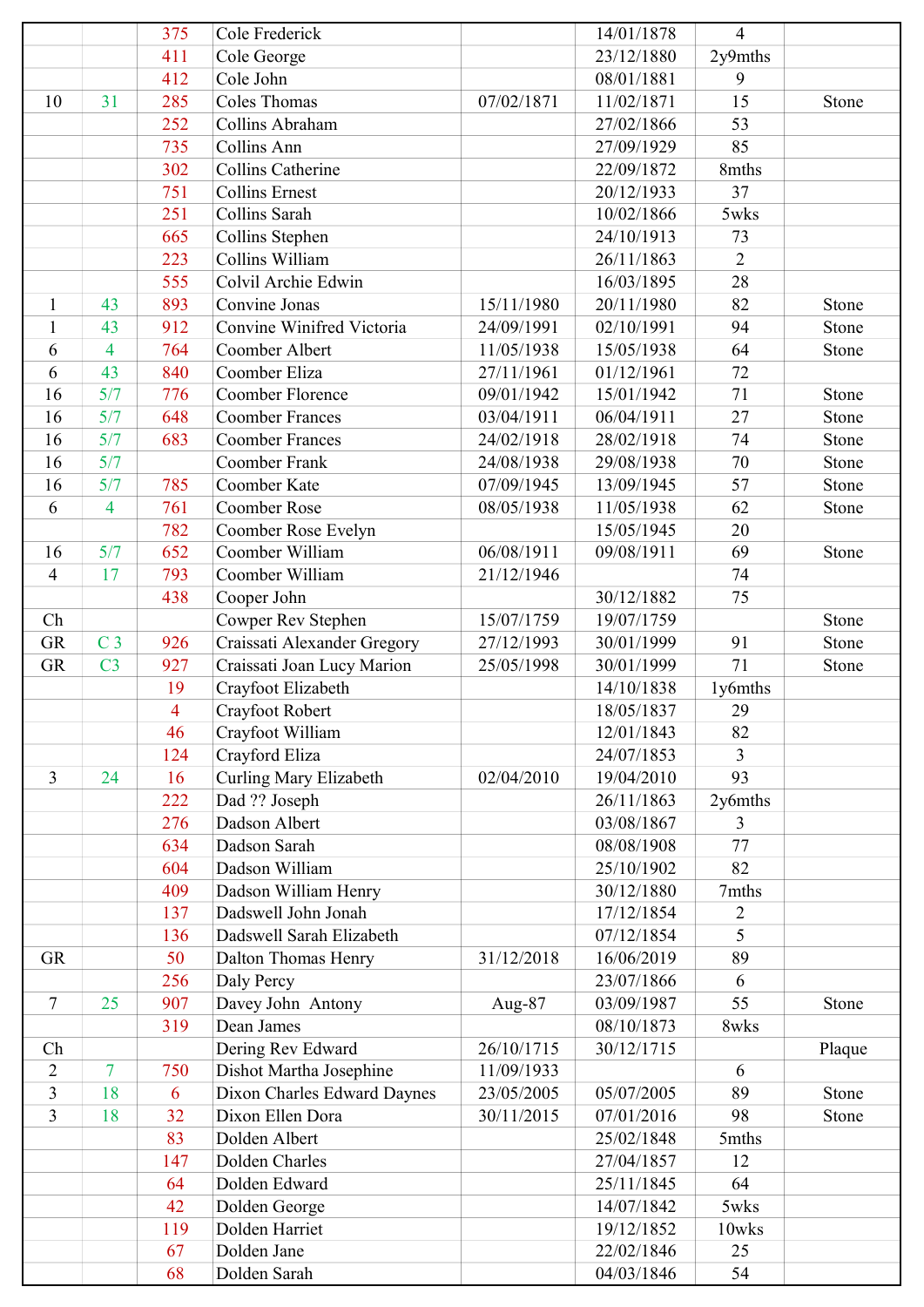| | | | | | | | |
|---|---|---|---|---|---|---|---|
| | | 375 | Cole Frederick | | 14/01/1878 | 4 | |
| | | 411 | Cole George | | 23/12/1880 | 2y9mths | |
| | | 412 | Cole John | | 08/01/1881 | 9 | |
| 10 | 31 | 285 | Coles Thomas | 07/02/1871 | 11/02/1871 | 15 | Stone |
| | | 252 | Collins Abraham | | 27/02/1866 | 53 | |
| | | 735 | Collins Ann | | 27/09/1929 | 85 | |
| | | 302 | Collins Catherine | | 22/09/1872 | 8mths | |
| | | 751 | Collins Ernest | | 20/12/1933 | 37 | |
| | | 251 | Collins Sarah | | 10/02/1866 | 5wks | |
| | | 665 | Collins Stephen | | 24/10/1913 | 73 | |
| | | 223 | Collins William | | 26/11/1863 | 2 | |
| | | 555 | Colvil Archie Edwin | | 16/03/1895 | 28 | |
| 1 | 43 | 893 | Convine Jonas | 15/11/1980 | 20/11/1980 | 82 | Stone |
| 1 | 43 | 912 | Convine Winifred Victoria | 24/09/1991 | 02/10/1991 | 94 | Stone |
| 6 | 4 | 764 | Coomber Albert | 11/05/1938 | 15/05/1938 | 64 | Stone |
| 6 | 43 | 840 | Coomber Eliza | 27/11/1961 | 01/12/1961 | 72 | |
| 16 | 5/7 | 776 | Coomber Florence | 09/01/1942 | 15/01/1942 | 71 | Stone |
| 16 | 5/7 | 648 | Coomber Frances | 03/04/1911 | 06/04/1911 | 27 | Stone |
| 16 | 5/7 | 683 | Coomber Frances | 24/02/1918 | 28/02/1918 | 74 | Stone |
| 16 | 5/7 | | Coomber Frank | 24/08/1938 | 29/08/1938 | 70 | Stone |
| 16 | 5/7 | 785 | Coomber Kate | 07/09/1945 | 13/09/1945 | 57 | Stone |
| 6 | 4 | 761 | Coomber Rose | 08/05/1938 | 11/05/1938 | 62 | Stone |
| | | 782 | Coomber Rose Evelyn | | 15/05/1945 | 20 | |
| 16 | 5/7 | 652 | Coomber William | 06/08/1911 | 09/08/1911 | 69 | Stone |
| 4 | 17 | 793 | Coomber William | 21/12/1946 | | 74 | |
| | | 438 | Cooper John | | 30/12/1882 | 75 | |
| Ch | | | Cowper Rev Stephen | 15/07/1759 | 19/07/1759 | | Stone |
| GR | C 3 | 926 | Craissati Alexander Gregory | 27/12/1993 | 30/01/1999 | 91 | Stone |
| GR | C3 | 927 | Craissati Joan Lucy Marion | 25/05/1998 | 30/01/1999 | 71 | Stone |
| | | 19 | Crayfoot Elizabeth | | 14/10/1838 | 1y6mths | |
| | | 4 | Crayfoot Robert | | 18/05/1837 | 29 | |
| | | 46 | Crayfoot William | | 12/01/1843 | 82 | |
| | | 124 | Crayford Eliza | | 24/07/1853 | 3 | |
| 3 | 24 | 16 | Curling Mary Elizabeth | 02/04/2010 | 19/04/2010 | 93 | |
| | | 222 | Dad ?? Joseph | | 26/11/1863 | 2y6mths | |
| | | 276 | Dadson Albert | | 03/08/1867 | 3 | |
| | | 634 | Dadson Sarah | | 08/08/1908 | 77 | |
| | | 604 | Dadson William | | 25/10/1902 | 82 | |
| | | 409 | Dadson William Henry | | 30/12/1880 | 7mths | |
| | | 137 | Dadswell John Jonah | | 17/12/1854 | 2 | |
| | | 136 | Dadswell Sarah Elizabeth | | 07/12/1854 | 5 | |
| GR | | 50 | Dalton Thomas Henry | 31/12/2018 | 16/06/2019 | 89 | |
| | | 256 | Daly Percy | | 23/07/1866 | 6 | |
| 7 | 25 | 907 | Davey John Antony | Aug-87 | 03/09/1987 | 55 | Stone |
| | | 319 | Dean James | | 08/10/1873 | 8wks | |
| Ch | | | Dering Rev Edward | 26/10/1715 | 30/12/1715 | | Plaque |
| 2 | 7 | 750 | Dishot Martha Josephine | 11/09/1933 | | 6 | |
| 3 | 18 | 6 | Dixon Charles Edward Daynes | 23/05/2005 | 05/07/2005 | 89 | Stone |
| 3 | 18 | 32 | Dixon Ellen Dora | 30/11/2015 | 07/01/2016 | 98 | Stone |
| | | 83 | Dolden Albert | | 25/02/1848 | 5mths | |
| | | 147 | Dolden Charles | | 27/04/1857 | 12 | |
| | | 64 | Dolden Edward | | 25/11/1845 | 64 | |
| | | 42 | Dolden George | | 14/07/1842 | 5wks | |
| | | 119 | Dolden Harriet | | 19/12/1852 | 10wks | |
| | | 67 | Dolden Jane | | 22/02/1846 | 25 | |
| | | 68 | Dolden Sarah | | 04/03/1846 | 54 | |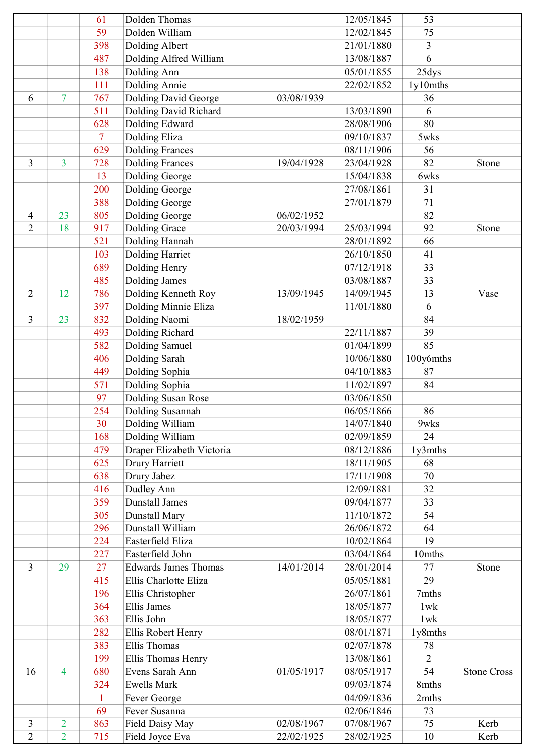| | | | | | | | |
|---|---|---|---|---|---|---|---|
| | | 61 | Dolden Thomas | | 12/05/1845 | 53 | |
| | | 59 | Dolden William | | 12/02/1845 | 75 | |
| | | 398 | Dolding Albert | | 21/01/1880 | 3 | |
| | | 487 | Dolding Alfred William | | 13/08/1887 | 6 | |
| | | 138 | Dolding Ann | | 05/01/1855 | 25dys | |
| | | 111 | Dolding Annie | | 22/02/1852 | 1y10mths | |
| 6 | 7 | 767 | Dolding David George | 03/08/1939 | | 36 | |
| | | 511 | Dolding David Richard | | 13/03/1890 | 6 | |
| | | 628 | Dolding Edward | | 28/08/1906 | 80 | |
| | | 7 | Dolding Eliza | | 09/10/1837 | 5wks | |
| | | 629 | Dolding Frances | | 08/11/1906 | 56 | |
| 3 | 3 | 728 | Dolding Frances | 19/04/1928 | 23/04/1928 | 82 | Stone |
| | | 13 | Dolding George | | 15/04/1838 | 6wks | |
| | | 200 | Dolding George | | 27/08/1861 | 31 | |
| | | 388 | Dolding George | | 27/01/1879 | 71 | |
| 4 | 23 | 805 | Dolding George | 06/02/1952 | | 82 | |
| 2 | 18 | 917 | Dolding Grace | 20/03/1994 | 25/03/1994 | 92 | Stone |
| | | 521 | Dolding Hannah | | 28/01/1892 | 66 | |
| | | 103 | Dolding Harriet | | 26/10/1850 | 41 | |
| | | 689 | Dolding Henry | | 07/12/1918 | 33 | |
| | | 485 | Dolding James | | 03/08/1887 | 33 | |
| 2 | 12 | 786 | Dolding Kenneth Roy | 13/09/1945 | 14/09/1945 | 13 | Vase |
| | | 397 | Dolding Minnie Eliza | | 11/01/1880 | 6 | |
| 3 | 23 | 832 | Dolding Naomi | 18/02/1959 | | 84 | |
| | | 493 | Dolding Richard | | 22/11/1887 | 39 | |
| | | 582 | Dolding Samuel | | 01/04/1899 | 85 | |
| | | 406 | Dolding Sarah | | 10/06/1880 | 100y6mths | |
| | | 449 | Dolding Sophia | | 04/10/1883 | 87 | |
| | | 571 | Dolding Sophia | | 11/02/1897 | 84 | |
| | | 97 | Dolding Susan Rose | | 03/06/1850 | | |
| | | 254 | Dolding Susannah | | 06/05/1866 | 86 | |
| | | 30 | Dolding William | | 14/07/1840 | 9wks | |
| | | 168 | Dolding William | | 02/09/1859 | 24 | |
| | | 479 | Draper Elizabeth Victoria | | 08/12/1886 | 1y3mths | |
| | | 625 | Drury Harriett | | 18/11/1905 | 68 | |
| | | 638 | Drury Jabez | | 17/11/1908 | 70 | |
| | | 416 | Dudley Ann | | 12/09/1881 | 32 | |
| | | 359 | Dunstall James | | 09/04/1877 | 33 | |
| | | 305 | Dunstall Mary | | 11/10/1872 | 54 | |
| | | 296 | Dunstall William | | 26/06/1872 | 64 | |
| | | 224 | Easterfield Eliza | | 10/02/1864 | 19 | |
| | | 227 | Easterfield John | | 03/04/1864 | 10mths | |
| 3 | 29 | 27 | Edwards James Thomas | 14/01/2014 | 28/01/2014 | 77 | Stone |
| | | 415 | Ellis Charlotte Eliza | | 05/05/1881 | 29 | |
| | | 196 | Ellis Christopher | | 26/07/1861 | 7mths | |
| | | 364 | Ellis James | | 18/05/1877 | 1wk | |
| | | 363 | Ellis John | | 18/05/1877 | 1wk | |
| | | 282 | Ellis Robert Henry | | 08/01/1871 | 1y8mths | |
| | | 383 | Ellis Thomas | | 02/07/1878 | 78 | |
| | | 199 | Ellis Thomas Henry | | 13/08/1861 | 2 | |
| 16 | 4 | 680 | Evens Sarah Ann | 01/05/1917 | 08/05/1917 | 54 | Stone Cross |
| | | 324 | Ewells Mark | | 09/03/1874 | 8mths | |
| | | 1 | Fever George | | 04/09/1836 | 2mths | |
| | | 69 | Fever Susanna | | 02/06/1846 | 73 | |
| 3 | 2 | 863 | Field Daisy May | 02/08/1967 | 07/08/1967 | 75 | Kerb |
| 2 | 2 | 715 | Field Joyce Eva | 22/02/1925 | 28/02/1925 | 10 | Kerb |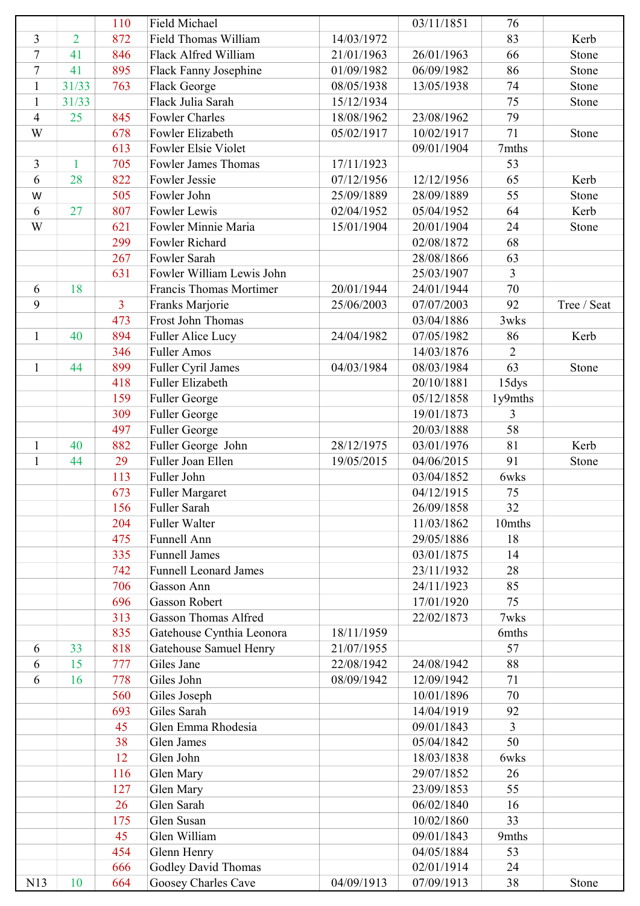| | | | | | | | |
|---|---|---|---|---|---|---|---|
| | | 110 | Field Michael | | 03/11/1851 | 76 | |
| 3 | 2 | 872 | Field Thomas William | 14/03/1972 | | 83 | Kerb |
| 7 | 41 | 846 | Flack Alfred William | 21/01/1963 | 26/01/1963 | 66 | Stone |
| 7 | 41 | 895 | Flack Fanny Josephine | 01/09/1982 | 06/09/1982 | 86 | Stone |
| 1 | 31/33 | 763 | Flack George | 08/05/1938 | 13/05/1938 | 74 | Stone |
| 1 | 31/33 | | Flack Julia Sarah | 15/12/1934 | | 75 | Stone |
| 4 | 25 | 845 | Fowler Charles | 18/08/1962 | 23/08/1962 | 79 | |
| W | | 678 | Fowler Elizabeth | 05/02/1917 | 10/02/1917 | 71 | Stone |
| | | 613 | Fowler Elsie Violet | | 09/01/1904 | 7mths | |
| 3 | 1 | 705 | Fowler James Thomas | 17/11/1923 | | 53 | |
| 6 | 28 | 822 | Fowler Jessie | 07/12/1956 | 12/12/1956 | 65 | Kerb |
| W | | 505 | Fowler John | 25/09/1889 | 28/09/1889 | 55 | Stone |
| 6 | 27 | 807 | Fowler Lewis | 02/04/1952 | 05/04/1952 | 64 | Kerb |
| W | | 621 | Fowler Minnie Maria | 15/01/1904 | 20/01/1904 | 24 | Stone |
| | | 299 | Fowler Richard | | 02/08/1872 | 68 | |
| | | 267 | Fowler Sarah | | 28/08/1866 | 63 | |
| | | 631 | Fowler William Lewis John | | 25/03/1907 | 3 | |
| 6 | 18 | | Francis Thomas Mortimer | 20/01/1944 | 24/01/1944 | 70 | |
| 9 | | 3 | Franks Marjorie | 25/06/2003 | 07/07/2003 | 92 | Tree / Seat |
| | | 473 | Frost John Thomas | | 03/04/1886 | 3wks | |
| 1 | 40 | 894 | Fuller Alice Lucy | 24/04/1982 | 07/05/1982 | 86 | Kerb |
| | | 346 | Fuller Amos | | 14/03/1876 | 2 | |
| 1 | 44 | 899 | Fuller Cyril James | 04/03/1984 | 08/03/1984 | 63 | Stone |
| | | 418 | Fuller Elizabeth | | 20/10/1881 | 15dys | |
| | | 159 | Fuller George | | 05/12/1858 | 1y9mths | |
| | | 309 | Fuller George | | 19/01/1873 | 3 | |
| | | 497 | Fuller George | | 20/03/1888 | 58 | |
| 1 | 40 | 882 | Fuller George John | 28/12/1975 | 03/01/1976 | 81 | Kerb |
| 1 | 44 | 29 | Fuller Joan Ellen | 19/05/2015 | 04/06/2015 | 91 | Stone |
| | | 113 | Fuller John | | 03/04/1852 | 6wks | |
| | | 673 | Fuller Margaret | | 04/12/1915 | 75 | |
| | | 156 | Fuller Sarah | | 26/09/1858 | 32 | |
| | | 204 | Fuller Walter | | 11/03/1862 | 10mths | |
| | | 475 | Funnell Ann | | 29/05/1886 | 18 | |
| | | 335 | Funnell James | | 03/01/1875 | 14 | |
| | | 742 | Funnell Leonard James | | 23/11/1932 | 28 | |
| | | 706 | Gasson Ann | | 24/11/1923 | 85 | |
| | | 696 | Gasson Robert | | 17/01/1920 | 75 | |
| | | 313 | Gasson Thomas Alfred | | 22/02/1873 | 7wks | |
| | | 835 | Gatehouse Cynthia Leonora | 18/11/1959 | | 6mths | |
| 6 | 33 | 818 | Gatehouse Samuel Henry | 21/07/1955 | | 57 | |
| 6 | 15 | 777 | Giles Jane | 22/08/1942 | 24/08/1942 | 88 | |
| 6 | 16 | 778 | Giles John | 08/09/1942 | 12/09/1942 | 71 | |
| | | 560 | Giles Joseph | | 10/01/1896 | 70 | |
| | | 693 | Giles Sarah | | 14/04/1919 | 92 | |
| | | 45 | Glen Emma Rhodesia | | 09/01/1843 | 3 | |
| | | 38 | Glen James | | 05/04/1842 | 50 | |
| | | 12 | Glen John | | 18/03/1838 | 6wks | |
| | | 116 | Glen Mary | | 29/07/1852 | 26 | |
| | | 127 | Glen Mary | | 23/09/1853 | 55 | |
| | | 26 | Glen Sarah | | 06/02/1840 | 16 | |
| | | 175 | Glen Susan | | 10/02/1860 | 33 | |
| | | 45 | Glen William | | 09/01/1843 | 9mths | |
| | | 454 | Glenn Henry | | 04/05/1884 | 53 | |
| | | 666 | Godley David Thomas | | 02/01/1914 | 24 | |
| N13 | 10 | 664 | Goosey Charles Cave | 04/09/1913 | 07/09/1913 | 38 | Stone |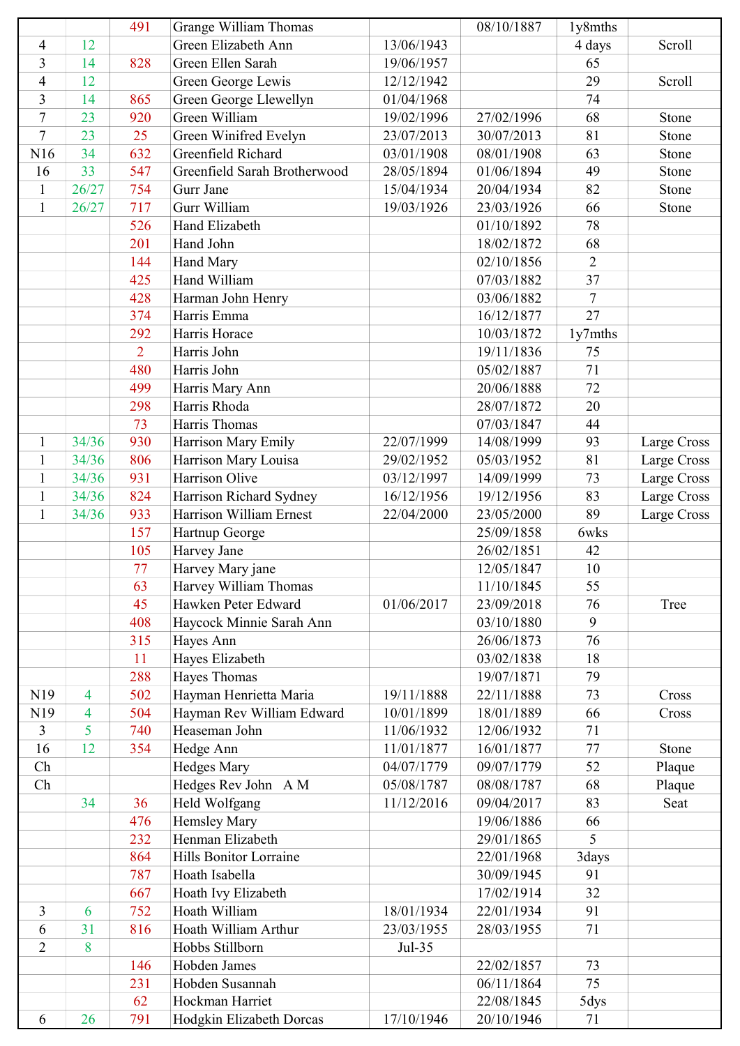| | | | | | | | |
|---|---|---|---|---|---|---|---|
| | | 491 | Grange William Thomas | | 08/10/1887 | 1y8mths | |
| 4 | 12 | | Green Elizabeth Ann | 13/06/1943 | | 4 days | Scroll |
| 3 | 14 | 828 | Green Ellen Sarah | 19/06/1957 | | 65 | |
| 4 | 12 | | Green George Lewis | 12/12/1942 | | 29 | Scroll |
| 3 | 14 | 865 | Green George Llewellyn | 01/04/1968 | | 74 | |
| 7 | 23 | 920 | Green William | 19/02/1996 | 27/02/1996 | 68 | Stone |
| 7 | 23 | 25 | Green Winifred Evelyn | 23/07/2013 | 30/07/2013 | 81 | Stone |
| N16 | 34 | 632 | Greenfield Richard | 03/01/1908 | 08/01/1908 | 63 | Stone |
| 16 | 33 | 547 | Greenfield Sarah Brotherwood | 28/05/1894 | 01/06/1894 | 49 | Stone |
| 1 | 26/27 | 754 | Gurr Jane | 15/04/1934 | 20/04/1934 | 82 | Stone |
| 1 | 26/27 | 717 | Gurr William | 19/03/1926 | 23/03/1926 | 66 | Stone |
| | | 526 | Hand Elizabeth | | 01/10/1892 | 78 | |
| | | 201 | Hand John | | 18/02/1872 | 68 | |
| | | 144 | Hand Mary | | 02/10/1856 | 2 | |
| | | 425 | Hand William | | 07/03/1882 | 37 | |
| | | 428 | Harman John Henry | | 03/06/1882 | 7 | |
| | | 374 | Harris Emma | | 16/12/1877 | 27 | |
| | | 292 | Harris Horace | | 10/03/1872 | 1y7mths | |
| | | 2 | Harris John | | 19/11/1836 | 75 | |
| | | 480 | Harris John | | 05/02/1887 | 71 | |
| | | 499 | Harris Mary Ann | | 20/06/1888 | 72 | |
| | | 298 | Harris Rhoda | | 28/07/1872 | 20 | |
| | | 73 | Harris Thomas | | 07/03/1847 | 44 | |
| 1 | 34/36 | 930 | Harrison Mary Emily | 22/07/1999 | 14/08/1999 | 93 | Large Cross |
| 1 | 34/36 | 806 | Harrison Mary Louisa | 29/02/1952 | 05/03/1952 | 81 | Large Cross |
| 1 | 34/36 | 931 | Harrison Olive | 03/12/1997 | 14/09/1999 | 73 | Large Cross |
| 1 | 34/36 | 824 | Harrison Richard Sydney | 16/12/1956 | 19/12/1956 | 83 | Large Cross |
| 1 | 34/36 | 933 | Harrison William Ernest | 22/04/2000 | 23/05/2000 | 89 | Large Cross |
| | | 157 | Hartnup George | | 25/09/1858 | 6wks | |
| | | 105 | Harvey Jane | | 26/02/1851 | 42 | |
| | | 77 | Harvey Mary jane | | 12/05/1847 | 10 | |
| | | 63 | Harvey William Thomas | | 11/10/1845 | 55 | |
| | | 45 | Hawken Peter Edward | 01/06/2017 | 23/09/2018 | 76 | Tree |
| | | 408 | Haycock Minnie Sarah Ann | | 03/10/1880 | 9 | |
| | | 315 | Hayes Ann | | 26/06/1873 | 76 | |
| | | 11 | Hayes Elizabeth | | 03/02/1838 | 18 | |
| | | 288 | Hayes Thomas | | 19/07/1871 | 79 | |
| N19 | 4 | 502 | Hayman Henrietta Maria | 19/11/1888 | 22/11/1888 | 73 | Cross |
| N19 | 4 | 504 | Hayman Rev William Edward | 10/01/1899 | 18/01/1889 | 66 | Cross |
| 3 | 5 | 740 | Heaseman John | 11/06/1932 | 12/06/1932 | 71 | |
| 16 | 12 | 354 | Hedge Ann | 11/01/1877 | 16/01/1877 | 77 | Stone |
| Ch | | | Hedges Mary | 04/07/1779 | 09/07/1779 | 52 | Plaque |
| Ch | | | Hedges Rev John A M | 05/08/1787 | 08/08/1787 | 68 | Plaque |
| | 34 | 36 | Held Wolfgang | 11/12/2016 | 09/04/2017 | 83 | Seat |
| | | 476 | Hemsley Mary | | 19/06/1886 | 66 | |
| | | 232 | Henman Elizabeth | | 29/01/1865 | 5 | |
| | | 864 | Hills Bonitor Lorraine | | 22/01/1968 | 3days | |
| | | 787 | Hoath Isabella | | 30/09/1945 | 91 | |
| | | 667 | Hoath Ivy Elizabeth | | 17/02/1914 | 32 | |
| 3 | 6 | 752 | Hoath William | 18/01/1934 | 22/01/1934 | 91 | |
| 6 | 31 | 816 | Hoath William Arthur | 23/03/1955 | 28/03/1955 | 71 | |
| 2 | 8 | | Hobbs Stillborn | Jul-35 | | | |
| | | 146 | Hobden James | | 22/02/1857 | 73 | |
| | | 231 | Hobden Susannah | | 06/11/1864 | 75 | |
| | | 62 | Hockman Harriet | | 22/08/1845 | 5dys | |
| 6 | 26 | 791 | Hodgkin Elizabeth Dorcas | 17/10/1946 | 20/10/1946 | 71 | |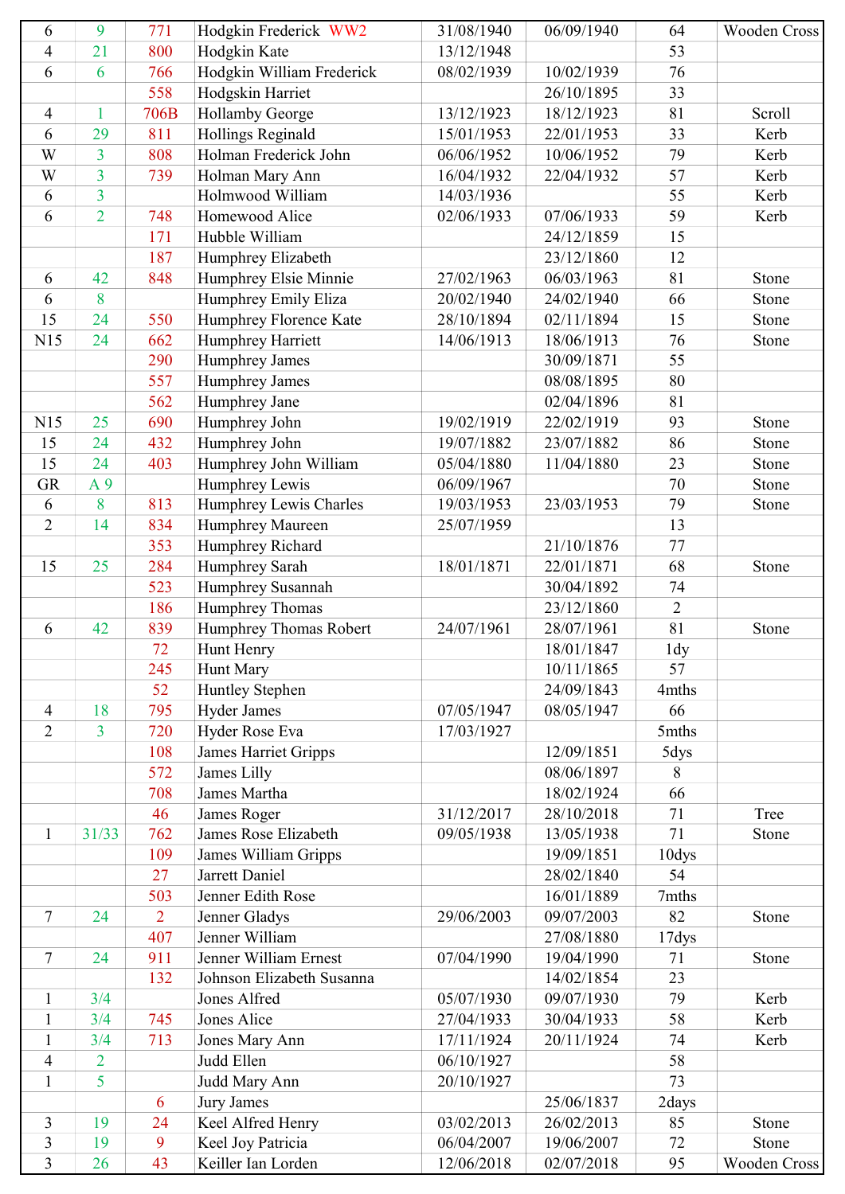| | | | | | | | |
|---|---|---|---|---|---|---|---|
| 6 | 9 | 771 | Hodgkin Frederick WW2 | 31/08/1940 | 06/09/1940 | 64 | Wooden Cross |
| 4 | 21 | 800 | Hodgkin Kate | 13/12/1948 | | 53 | |
| 6 | 6 | 766 | Hodgkin William Frederick | 08/02/1939 | 10/02/1939 | 76 | |
| | | 558 | Hodgskin Harriet | | 26/10/1895 | 33 | |
| 4 | 1 | 706B | Hollamby George | 13/12/1923 | 18/12/1923 | 81 | Scroll |
| 6 | 29 | 811 | Hollings Reginald | 15/01/1953 | 22/01/1953 | 33 | Kerb |
| W | 3 | 808 | Holman Frederick John | 06/06/1952 | 10/06/1952 | 79 | Kerb |
| W | 3 | 739 | Holman Mary Ann | 16/04/1932 | 22/04/1932 | 57 | Kerb |
| 6 | 3 | | Holmwood William | 14/03/1936 | | 55 | Kerb |
| 6 | 2 | 748 | Homewood Alice | 02/06/1933 | 07/06/1933 | 59 | Kerb |
| | | 171 | Hubble William | | 24/12/1859 | 15 | |
| | | 187 | Humphrey Elizabeth | | 23/12/1860 | 12 | |
| 6 | 42 | 848 | Humphrey Elsie Minnie | 27/02/1963 | 06/03/1963 | 81 | Stone |
| 6 | 8 | | Humphrey Emily Eliza | 20/02/1940 | 24/02/1940 | 66 | Stone |
| 15 | 24 | 550 | Humphrey Florence Kate | 28/10/1894 | 02/11/1894 | 15 | Stone |
| N15 | 24 | 662 | Humphrey Harriett | 14/06/1913 | 18/06/1913 | 76 | Stone |
| | | 290 | Humphrey James | | 30/09/1871 | 55 | |
| | | 557 | Humphrey James | | 08/08/1895 | 80 | |
| | | 562 | Humphrey Jane | | 02/04/1896 | 81 | |
| N15 | 25 | 690 | Humphrey John | 19/02/1919 | 22/02/1919 | 93 | Stone |
| 15 | 24 | 432 | Humphrey John | 19/07/1882 | 23/07/1882 | 86 | Stone |
| 15 | 24 | 403 | Humphrey John William | 05/04/1880 | 11/04/1880 | 23 | Stone |
| GR | A 9 | | Humphrey Lewis | 06/09/1967 | | 70 | Stone |
| 6 | 8 | 813 | Humphrey Lewis Charles | 19/03/1953 | 23/03/1953 | 79 | Stone |
| 2 | 14 | 834 | Humphrey Maureen | 25/07/1959 | | 13 | |
| | | 353 | Humphrey Richard | | 21/10/1876 | 77 | |
| 15 | 25 | 284 | Humphrey Sarah | 18/01/1871 | 22/01/1871 | 68 | Stone |
| | | 523 | Humphrey Susannah | | 30/04/1892 | 74 | |
| | | 186 | Humphrey Thomas | | 23/12/1860 | 2 | |
| 6 | 42 | 839 | Humphrey Thomas Robert | 24/07/1961 | 28/07/1961 | 81 | Stone |
| | | 72 | Hunt Henry | | 18/01/1847 | 1dy | |
| | | 245 | Hunt Mary | | 10/11/1865 | 57 | |
| | | 52 | Huntley Stephen | | 24/09/1843 | 4mths | |
| 4 | 18 | 795 | Hyder James | 07/05/1947 | 08/05/1947 | 66 | |
| 2 | 3 | 720 | Hyder Rose Eva | 17/03/1927 | | 5mths | |
| | | 108 | James Harriet Gripps | | 12/09/1851 | 5dys | |
| | | 572 | James Lilly | | 08/06/1897 | 8 | |
| | | 708 | James Martha | | 18/02/1924 | 66 | |
| | | 46 | James Roger | 31/12/2017 | 28/10/2018 | 71 | Tree |
| 1 | 31/33 | 762 | James Rose Elizabeth | 09/05/1938 | 13/05/1938 | 71 | Stone |
| | | 109 | James William Gripps | | 19/09/1851 | 10dys | |
| | | 27 | Jarrett Daniel | | 28/02/1840 | 54 | |
| | | 503 | Jenner Edith Rose | | 16/01/1889 | 7mths | |
| 7 | 24 | 2 | Jenner Gladys | 29/06/2003 | 09/07/2003 | 82 | Stone |
| | | 407 | Jenner William | | 27/08/1880 | 17dys | |
| 7 | 24 | 911 | Jenner William Ernest | 07/04/1990 | 19/04/1990 | 71 | Stone |
| | | 132 | Johnson Elizabeth Susanna | | 14/02/1854 | 23 | |
| 1 | 3/4 | | Jones Alfred | 05/07/1930 | 09/07/1930 | 79 | Kerb |
| 1 | 3/4 | 745 | Jones Alice | 27/04/1933 | 30/04/1933 | 58 | Kerb |
| 1 | 3/4 | 713 | Jones Mary Ann | 17/11/1924 | 20/11/1924 | 74 | Kerb |
| 4 | 2 | | Judd Ellen | 06/10/1927 | | 58 | |
| 1 | 5 | | Judd Mary Ann | 20/10/1927 | | 73 | |
| | | 6 | Jury James | | 25/06/1837 | 2days | |
| 3 | 19 | 24 | Keel Alfred Henry | 03/02/2013 | 26/02/2013 | 85 | Stone |
| 3 | 19 | 9 | Keel Joy Patricia | 06/04/2007 | 19/06/2007 | 72 | Stone |
| 3 | 26 | 43 | Keiller Ian Lorden | 12/06/2018 | 02/07/2018 | 95 | Wooden Cross |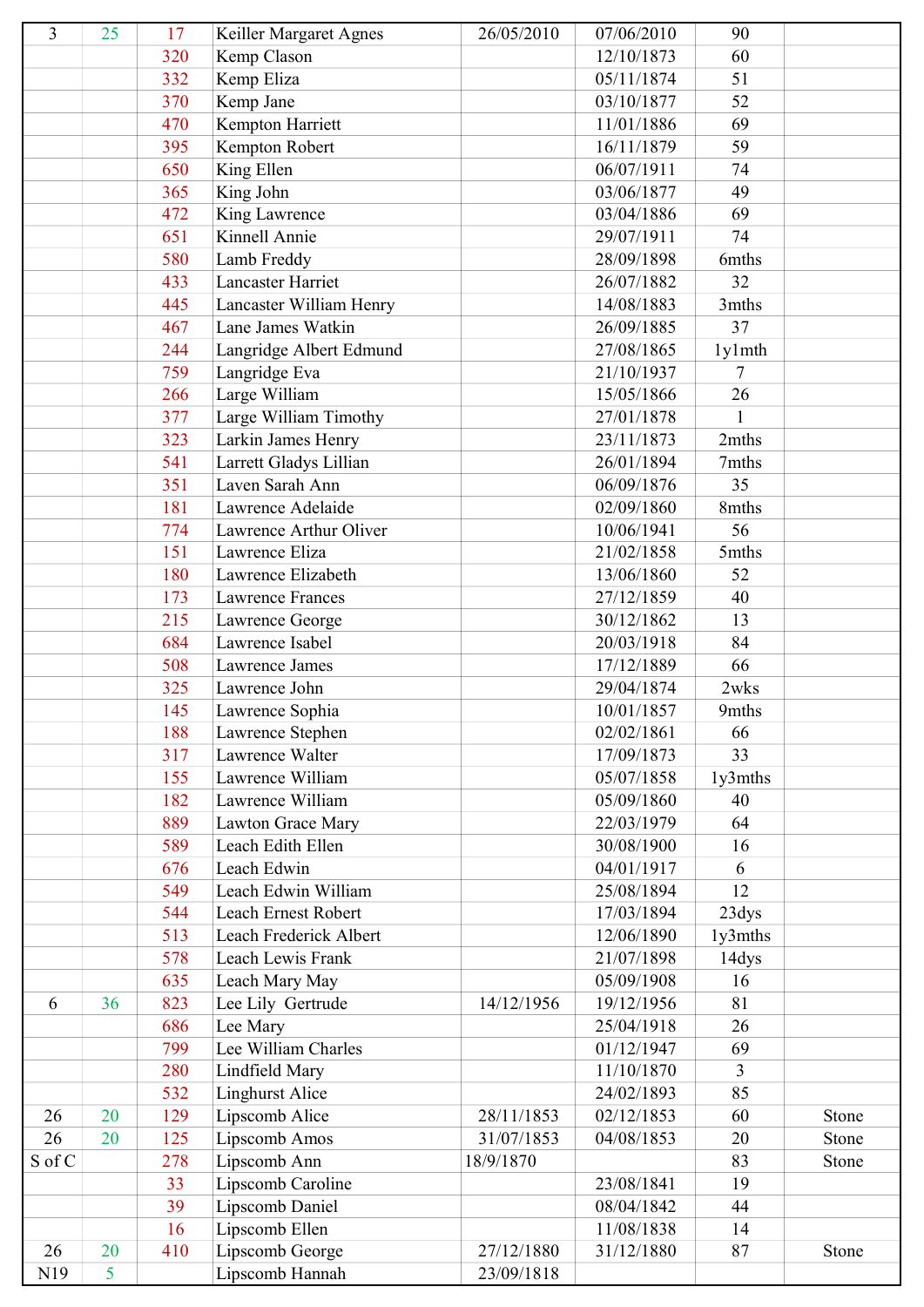| | | | | | | | |
|---|---|---|---|---|---|---|---|
| 3 | 25 | 17 | Keiller Margaret Agnes | 26/05/2010 | 07/06/2010 | 90 | |
| | | 320 | Kemp Clason | | 12/10/1873 | 60 | |
| | | 332 | Kemp Eliza | | 05/11/1874 | 51 | |
| | | 370 | Kemp Jane | | 03/10/1877 | 52 | |
| | | 470 | Kempton Harriett | | 11/01/1886 | 69 | |
| | | 395 | Kempton Robert | | 16/11/1879 | 59 | |
| | | 650 | King Ellen | | 06/07/1911 | 74 | |
| | | 365 | King John | | 03/06/1877 | 49 | |
| | | 472 | King Lawrence | | 03/04/1886 | 69 | |
| | | 651 | Kinnell Annie | | 29/07/1911 | 74 | |
| | | 580 | Lamb Freddy | | 28/09/1898 | 6mths | |
| | | 433 | Lancaster Harriet | | 26/07/1882 | 32 | |
| | | 445 | Lancaster William Henry | | 14/08/1883 | 3mths | |
| | | 467 | Lane James Watkin | | 26/09/1885 | 37 | |
| | | 244 | Langridge Albert Edmund | | 27/08/1865 | 1y1mth | |
| | | 759 | Langridge Eva | | 21/10/1937 | 7 | |
| | | 266 | Large William | | 15/05/1866 | 26 | |
| | | 377 | Large William Timothy | | 27/01/1878 | 1 | |
| | | 323 | Larkin James Henry | | 23/11/1873 | 2mths | |
| | | 541 | Larrett Gladys Lillian | | 26/01/1894 | 7mths | |
| | | 351 | Laven Sarah Ann | | 06/09/1876 | 35 | |
| | | 181 | Lawrence Adelaide | | 02/09/1860 | 8mths | |
| | | 774 | Lawrence Arthur Oliver | | 10/06/1941 | 56 | |
| | | 151 | Lawrence Eliza | | 21/02/1858 | 5mths | |
| | | 180 | Lawrence Elizabeth | | 13/06/1860 | 52 | |
| | | 173 | Lawrence Frances | | 27/12/1859 | 40 | |
| | | 215 | Lawrence George | | 30/12/1862 | 13 | |
| | | 684 | Lawrence Isabel | | 20/03/1918 | 84 | |
| | | 508 | Lawrence James | | 17/12/1889 | 66 | |
| | | 325 | Lawrence John | | 29/04/1874 | 2wks | |
| | | 145 | Lawrence Sophia | | 10/01/1857 | 9mths | |
| | | 188 | Lawrence Stephen | | 02/02/1861 | 66 | |
| | | 317 | Lawrence Walter | | 17/09/1873 | 33 | |
| | | 155 | Lawrence William | | 05/07/1858 | 1y3mths | |
| | | 182 | Lawrence William | | 05/09/1860 | 40 | |
| | | 889 | Lawton Grace Mary | | 22/03/1979 | 64 | |
| | | 589 | Leach Edith Ellen | | 30/08/1900 | 16 | |
| | | 676 | Leach Edwin | | 04/01/1917 | 6 | |
| | | 549 | Leach Edwin William | | 25/08/1894 | 12 | |
| | | 544 | Leach Ernest Robert | | 17/03/1894 | 23dys | |
| | | 513 | Leach Frederick Albert | | 12/06/1890 | 1y3mths | |
| | | 578 | Leach Lewis Frank | | 21/07/1898 | 14dys | |
| | | 635 | Leach Mary May | | 05/09/1908 | 16 | |
| 6 | 36 | 823 | Lee Lily Gertrude | 14/12/1956 | 19/12/1956 | 81 | |
| | | 686 | Lee Mary | | 25/04/1918 | 26 | |
| | | 799 | Lee William Charles | | 01/12/1947 | 69 | |
| | | 280 | Lindfield Mary | | 11/10/1870 | 3 | |
| | | 532 | Linghurst Alice | | 24/02/1893 | 85 | |
| 26 | 20 | 129 | Lipscomb Alice | 28/11/1853 | 02/12/1853 | 60 | Stone |
| 26 | 20 | 125 | Lipscomb Amos | 31/07/1853 | 04/08/1853 | 20 | Stone |
| S of C | | 278 | Lipscomb Ann | 18/9/1870 | | 83 | Stone |
| | | 33 | Lipscomb Caroline | | 23/08/1841 | 19 | |
| | | 39 | Lipscomb Daniel | | 08/04/1842 | 44 | |
| | | 16 | Lipscomb Ellen | | 11/08/1838 | 14 | |
| 26 | 20 | 410 | Lipscomb George | 27/12/1880 | 31/12/1880 | 87 | Stone |
| N19 | 5 | | Lipscomb Hannah | 23/09/1818 | | | |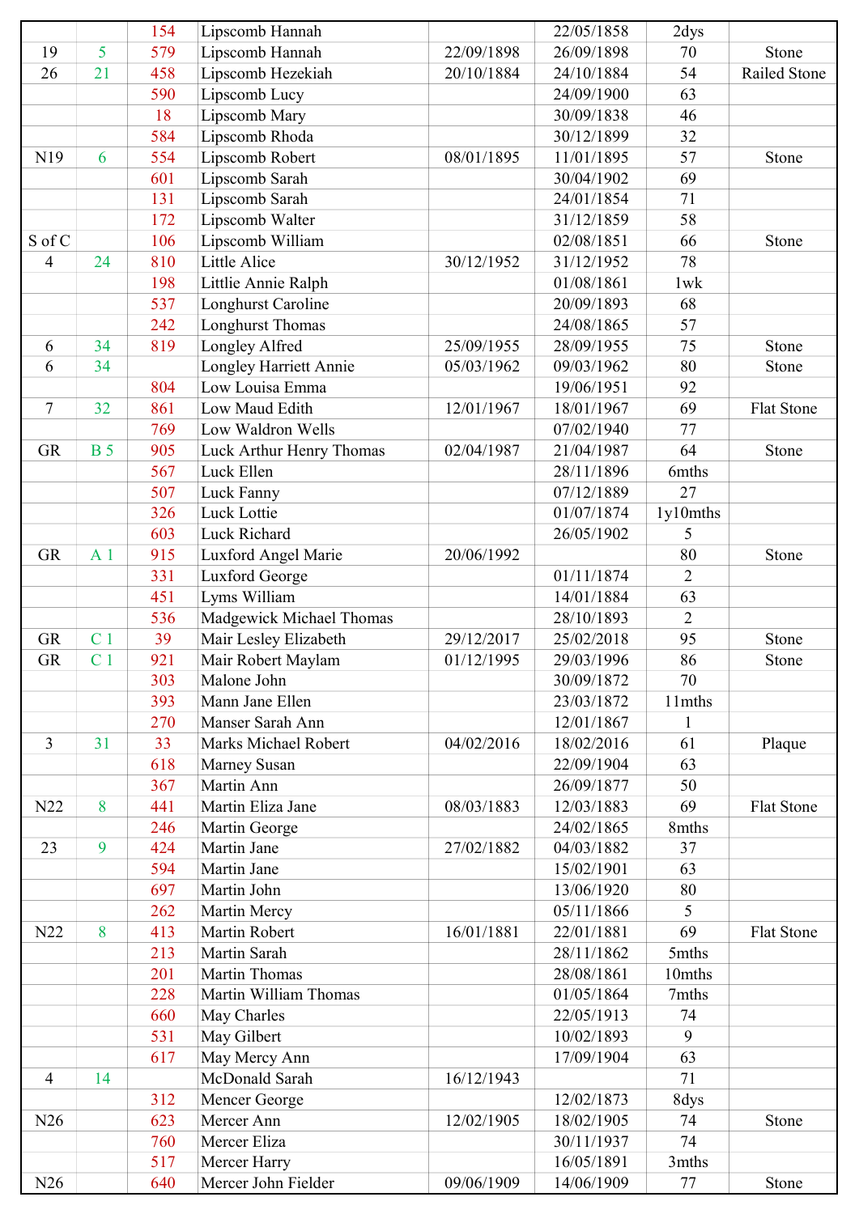| | | | | | | | |
|---|---|---|---|---|---|---|---|
| | | 154 | Lipscomb Hannah | | 22/05/1858 | 2dys | |
| 19 | 5 | 579 | Lipscomb Hannah | 22/09/1898 | 26/09/1898 | 70 | Stone |
| 26 | 21 | 458 | Lipscomb Hezekiah | 20/10/1884 | 24/10/1884 | 54 | Railed Stone |
| | | 590 | Lipscomb Lucy | | 24/09/1900 | 63 | |
| | | 18 | Lipscomb Mary | | 30/09/1838 | 46 | |
| | | 584 | Lipscomb Rhoda | | 30/12/1899 | 32 | |
| N19 | 6 | 554 | Lipscomb Robert | 08/01/1895 | 11/01/1895 | 57 | Stone |
| | | 601 | Lipscomb Sarah | | 30/04/1902 | 69 | |
| | | 131 | Lipscomb Sarah | | 24/01/1854 | 71 | |
| | | 172 | Lipscomb Walter | | 31/12/1859 | 58 | |
| S of C | | 106 | Lipscomb William | | 02/08/1851 | 66 | Stone |
| 4 | 24 | 810 | Little Alice | 30/12/1952 | 31/12/1952 | 78 | |
| | | 198 | Littlie Annie Ralph | | 01/08/1861 | 1wk | |
| | | 537 | Longhurst Caroline | | 20/09/1893 | 68 | |
| | | 242 | Longhurst Thomas | | 24/08/1865 | 57 | |
| 6 | 34 | 819 | Longley Alfred | 25/09/1955 | 28/09/1955 | 75 | Stone |
| 6 | 34 | | Longley Harriett Annie | 05/03/1962 | 09/03/1962 | 80 | Stone |
| | | 804 | Low Louisa Emma | | 19/06/1951 | 92 | |
| 7 | 32 | 861 | Low Maud Edith | 12/01/1967 | 18/01/1967 | 69 | Flat Stone |
| | | 769 | Low Waldron Wells | | 07/02/1940 | 77 | |
| GR | B 5 | 905 | Luck Arthur Henry Thomas | 02/04/1987 | 21/04/1987 | 64 | Stone |
| | | 567 | Luck Ellen | | 28/11/1896 | 6mths | |
| | | 507 | Luck Fanny | | 07/12/1889 | 27 | |
| | | 326 | Luck Lottie | | 01/07/1874 | 1y10mths | |
| | | 603 | Luck Richard | | 26/05/1902 | 5 | |
| GR | A 1 | 915 | Luxford Angel Marie | 20/06/1992 | | 80 | Stone |
| | | 331 | Luxford George | | 01/11/1874 | 2 | |
| | | 451 | Lyms William | | 14/01/1884 | 63 | |
| | | 536 | Madgewick Michael Thomas | | 28/10/1893 | 2 | |
| GR | C 1 | 39 | Mair Lesley Elizabeth | 29/12/2017 | 25/02/2018 | 95 | Stone |
| GR | C 1 | 921 | Mair Robert Maylam | 01/12/1995 | 29/03/1996 | 86 | Stone |
| | | 303 | Malone John | | 30/09/1872 | 70 | |
| | | 393 | Mann Jane Ellen | | 23/03/1872 | 11mths | |
| | | 270 | Manser Sarah Ann | | 12/01/1867 | 1 | |
| 3 | 31 | 33 | Marks Michael Robert | 04/02/2016 | 18/02/2016 | 61 | Plaque |
| | | 618 | Marney Susan | | 22/09/1904 | 63 | |
| | | 367 | Martin Ann | | 26/09/1877 | 50 | |
| N22 | 8 | 441 | Martin Eliza Jane | 08/03/1883 | 12/03/1883 | 69 | Flat Stone |
| | | 246 | Martin George | | 24/02/1865 | 8mths | |
| 23 | 9 | 424 | Martin Jane | 27/02/1882 | 04/03/1882 | 37 | |
| | | 594 | Martin Jane | | 15/02/1901 | 63 | |
| | | 697 | Martin John | | 13/06/1920 | 80 | |
| | | 262 | Martin Mercy | | 05/11/1866 | 5 | |
| N22 | 8 | 413 | Martin Robert | 16/01/1881 | 22/01/1881 | 69 | Flat Stone |
| | | 213 | Martin Sarah | | 28/11/1862 | 5mths | |
| | | 201 | Martin Thomas | | 28/08/1861 | 10mths | |
| | | 228 | Martin William Thomas | | 01/05/1864 | 7mths | |
| | | 660 | May Charles | | 22/05/1913 | 74 | |
| | | 531 | May Gilbert | | 10/02/1893 | 9 | |
| | | 617 | May Mercy Ann | | 17/09/1904 | 63 | |
| 4 | 14 | | McDonald Sarah | 16/12/1943 | | 71 | |
| | | 312 | Mencer George | | 12/02/1873 | 8dys | |
| N26 | | 623 | Mercer Ann | 12/02/1905 | 18/02/1905 | 74 | Stone |
| | | 760 | Mercer Eliza | | 30/11/1937 | 74 | |
| | | 517 | Mercer Harry | | 16/05/1891 | 3mths | |
| N26 | | 640 | Mercer John Fielder | 09/06/1909 | 14/06/1909 | 77 | Stone |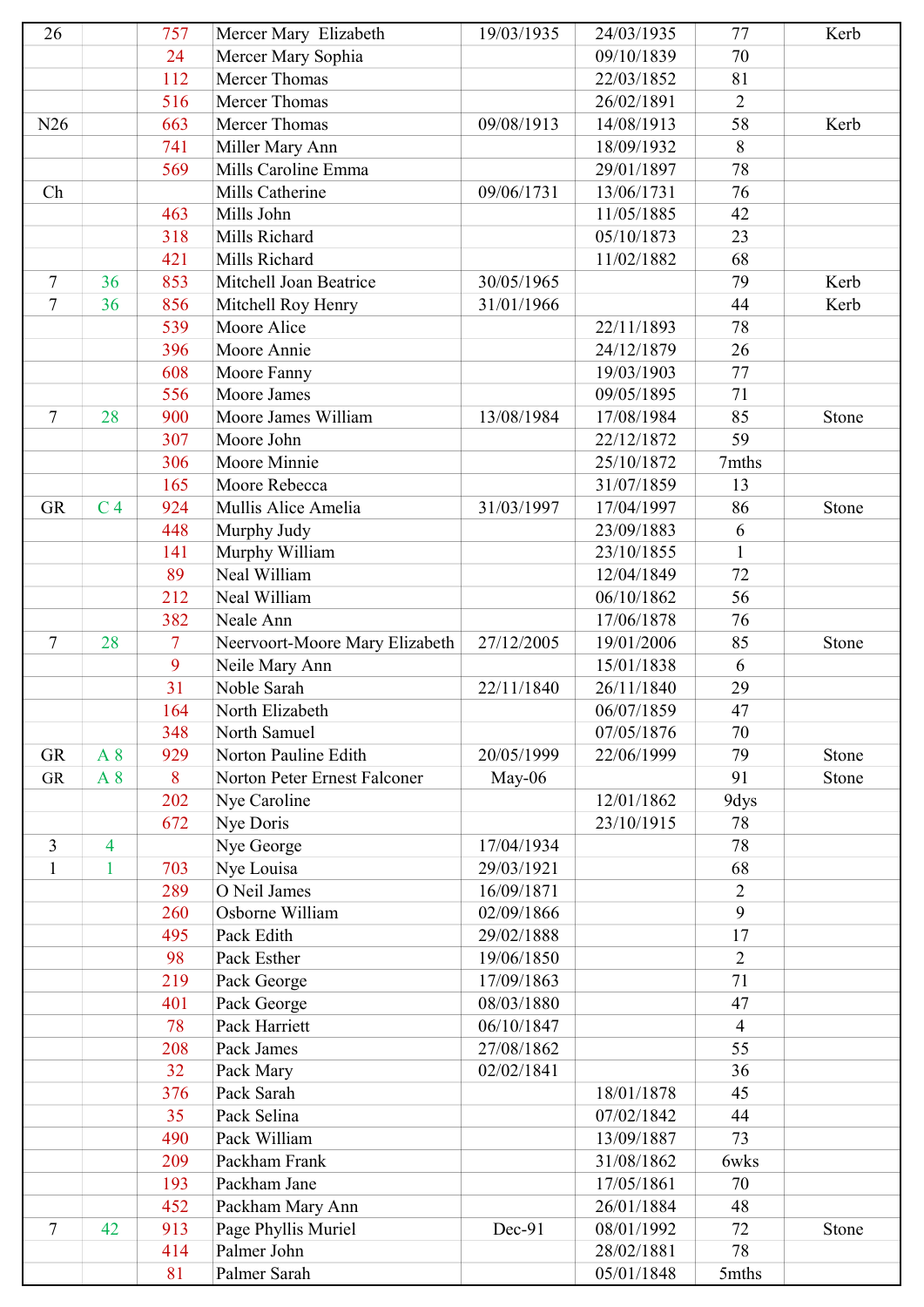| | | | | | | | |
|---|---|---|---|---|---|---|---|
| 26 | | 757 | Mercer Mary  Elizabeth | 19/03/1935 | 24/03/1935 | 77 | Kerb |
| | | 24 | Mercer Mary Sophia | | 09/10/1839 | 70 | |
| | | 112 | Mercer Thomas | | 22/03/1852 | 81 | |
| | | 516 | Mercer Thomas | | 26/02/1891 | 2 | |
| N26 | | 663 | Mercer Thomas | 09/08/1913 | 14/08/1913 | 58 | Kerb |
| | | 741 | Miller Mary Ann | | 18/09/1932 | 8 | |
| | | 569 | Mills Caroline Emma | | 29/01/1897 | 78 | |
| Ch | | | Mills Catherine | 09/06/1731 | 13/06/1731 | 76 | |
| | | 463 | Mills John | | 11/05/1885 | 42 | |
| | | 318 | Mills Richard | | 05/10/1873 | 23 | |
| | | 421 | Mills Richard | | 11/02/1882 | 68 | |
| 7 | 36 | 853 | Mitchell Joan Beatrice | 30/05/1965 | | 79 | Kerb |
| 7 | 36 | 856 | Mitchell Roy Henry | 31/01/1966 | | 44 | Kerb |
| | | 539 | Moore Alice | | 22/11/1893 | 78 | |
| | | 396 | Moore Annie | | 24/12/1879 | 26 | |
| | | 608 | Moore Fanny | | 19/03/1903 | 77 | |
| | | 556 | Moore James | | 09/05/1895 | 71 | |
| 7 | 28 | 900 | Moore James William | 13/08/1984 | 17/08/1984 | 85 | Stone |
| | | 307 | Moore John | | 22/12/1872 | 59 | |
| | | 306 | Moore Minnie | | 25/10/1872 | 7mths | |
| | | 165 | Moore Rebecca | | 31/07/1859 | 13 | |
| GR | C 4 | 924 | Mullis Alice Amelia | 31/03/1997 | 17/04/1997 | 86 | Stone |
| | | 448 | Murphy Judy | | 23/09/1883 | 6 | |
| | | 141 | Murphy William | | 23/10/1855 | 1 | |
| | | 89 | Neal William | | 12/04/1849 | 72 | |
| | | 212 | Neal William | | 06/10/1862 | 56 | |
| | | 382 | Neale Ann | | 17/06/1878 | 76 | |
| 7 | 28 | 7 | Neervoort-Moore Mary Elizabeth | 27/12/2005 | 19/01/2006 | 85 | Stone |
| | | 9 | Neile Mary Ann | | 15/01/1838 | 6 | |
| | | 31 | Noble Sarah | 22/11/1840 | 26/11/1840 | 29 | |
| | | 164 | North Elizabeth | | 06/07/1859 | 47 | |
| | | 348 | North Samuel | | 07/05/1876 | 70 | |
| GR | A 8 | 929 | Norton Pauline Edith | 20/05/1999 | 22/06/1999 | 79 | Stone |
| GR | A 8 | 8 | Norton Peter Ernest Falconer | May-06 | | 91 | Stone |
| | | 202 | Nye Caroline | | 12/01/1862 | 9dys | |
| | | 672 | Nye Doris | | 23/10/1915 | 78 | |
| 3 | 4 | | Nye George | 17/04/1934 | | 78 | |
| 1 | 1 | 703 | Nye Louisa | 29/03/1921 | | 68 | |
| | | 289 | O Neil James | 16/09/1871 | | 2 | |
| | | 260 | Osborne William | 02/09/1866 | | 9 | |
| | | 495 | Pack Edith | 29/02/1888 | | 17 | |
| | | 98 | Pack Esther | 19/06/1850 | | 2 | |
| | | 219 | Pack George | 17/09/1863 | | 71 | |
| | | 401 | Pack George | 08/03/1880 | | 47 | |
| | | 78 | Pack Harriett | 06/10/1847 | | 4 | |
| | | 208 | Pack James | 27/08/1862 | | 55 | |
| | | 32 | Pack Mary | 02/02/1841 | | 36 | |
| | | 376 | Pack Sarah | | 18/01/1878 | 45 | |
| | | 35 | Pack Selina | | 07/02/1842 | 44 | |
| | | 490 | Pack William | | 13/09/1887 | 73 | |
| | | 209 | Packham Frank | | 31/08/1862 | 6wks | |
| | | 193 | Packham Jane | | 17/05/1861 | 70 | |
| | | 452 | Packham Mary Ann | | 26/01/1884 | 48 | |
| 7 | 42 | 913 | Page Phyllis Muriel | Dec-91 | 08/01/1992 | 72 | Stone |
| | | 414 | Palmer John | | 28/02/1881 | 78 | |
| | | 81 | Palmer Sarah | | 05/01/1848 | 5mths | |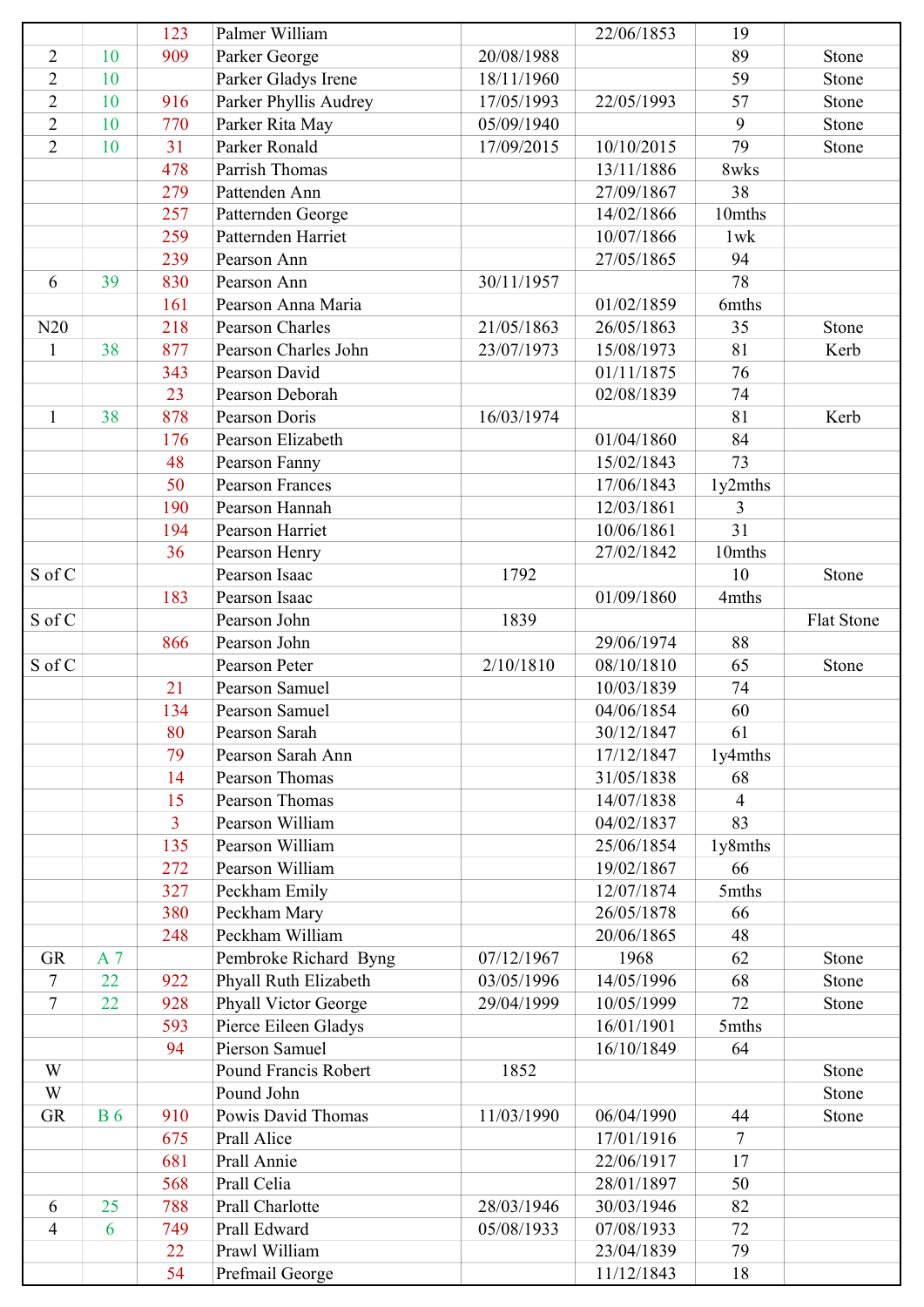|  |  |  |  |  |  |  |  |
|---|---|---|---|---|---|---|---|
|  |  | 123 | Palmer William |  | 22/06/1853 | 19 |  |
| 2 | 10 | 909 | Parker George | 20/08/1988 |  | 89 | Stone |
| 2 | 10 |  | Parker Gladys Irene | 18/11/1960 |  | 59 | Stone |
| 2 | 10 | 916 | Parker Phyllis Audrey | 17/05/1993 | 22/05/1993 | 57 | Stone |
| 2 | 10 | 770 | Parker Rita May | 05/09/1940 |  | 9 | Stone |
| 2 | 10 | 31 | Parker Ronald | 17/09/2015 | 10/10/2015 | 79 | Stone |
|  |  | 478 | Parrish Thomas |  | 13/11/1886 | 8wks |  |
|  |  | 279 | Pattenden Ann |  | 27/09/1867 | 38 |  |
|  |  | 257 | Patternden George |  | 14/02/1866 | 10mths |  |
|  |  | 259 | Patternden Harriet |  | 10/07/1866 | 1wk |  |
|  |  | 239 | Pearson Ann |  | 27/05/1865 | 94 |  |
| 6 | 39 | 830 | Pearson Ann | 30/11/1957 |  | 78 |  |
|  |  | 161 | Pearson Anna Maria |  | 01/02/1859 | 6mths |  |
| N20 |  | 218 | Pearson Charles | 21/05/1863 | 26/05/1863 | 35 | Stone |
| 1 | 38 | 877 | Pearson Charles John | 23/07/1973 | 15/08/1973 | 81 | Kerb |
|  |  | 343 | Pearson David |  | 01/11/1875 | 76 |  |
|  |  | 23 | Pearson Deborah |  | 02/08/1839 | 74 |  |
| 1 | 38 | 878 | Pearson Doris | 16/03/1974 |  | 81 | Kerb |
|  |  | 176 | Pearson Elizabeth |  | 01/04/1860 | 84 |  |
|  |  | 48 | Pearson Fanny |  | 15/02/1843 | 73 |  |
|  |  | 50 | Pearson Frances |  | 17/06/1843 | 1y2mths |  |
|  |  | 190 | Pearson Hannah |  | 12/03/1861 | 3 |  |
|  |  | 194 | Pearson Harriet |  | 10/06/1861 | 31 |  |
|  |  | 36 | Pearson Henry |  | 27/02/1842 | 10mths |  |
| S of C |  |  | Pearson Isaac | 1792 |  | 10 | Stone |
|  |  | 183 | Pearson Isaac |  | 01/09/1860 | 4mths |  |
| S of C |  |  | Pearson John | 1839 |  |  | Flat Stone |
|  |  | 866 | Pearson John |  | 29/06/1974 | 88 |  |
| S of C |  |  | Pearson Peter | 2/10/1810 | 08/10/1810 | 65 | Stone |
|  |  | 21 | Pearson Samuel |  | 10/03/1839 | 74 |  |
|  |  | 134 | Pearson Samuel |  | 04/06/1854 | 60 |  |
|  |  | 80 | Pearson Sarah |  | 30/12/1847 | 61 |  |
|  |  | 79 | Pearson Sarah Ann |  | 17/12/1847 | 1y4mths |  |
|  |  | 14 | Pearson Thomas |  | 31/05/1838 | 68 |  |
|  |  | 15 | Pearson Thomas |  | 14/07/1838 | 4 |  |
|  |  | 3 | Pearson William |  | 04/02/1837 | 83 |  |
|  |  | 135 | Pearson William |  | 25/06/1854 | 1y8mths |  |
|  |  | 272 | Pearson William |  | 19/02/1867 | 66 |  |
|  |  | 327 | Peckham Emily |  | 12/07/1874 | 5mths |  |
|  |  | 380 | Peckham Mary |  | 26/05/1878 | 66 |  |
|  |  | 248 | Peckham William |  | 20/06/1865 | 48 |  |
| GR | A 7 |  | Pembroke Richard Byng | 07/12/1967 | 1968 | 62 | Stone |
| 7 | 22 | 922 | Phyall Ruth Elizabeth | 03/05/1996 | 14/05/1996 | 68 | Stone |
| 7 | 22 | 928 | Phyall Victor George | 29/04/1999 | 10/05/1999 | 72 | Stone |
|  |  | 593 | Pierce Eileen Gladys |  | 16/01/1901 | 5mths |  |
|  |  | 94 | Pierson Samuel |  | 16/10/1849 | 64 |  |
| W |  |  | Pound Francis Robert | 1852 |  |  | Stone |
| W |  |  | Pound John |  |  |  | Stone |
| GR | B 6 | 910 | Powis David Thomas | 11/03/1990 | 06/04/1990 | 44 | Stone |
|  |  | 675 | Prall Alice |  | 17/01/1916 | 7 |  |
|  |  | 681 | Prall Annie |  | 22/06/1917 | 17 |  |
|  |  | 568 | Prall Celia |  | 28/01/1897 | 50 |  |
| 6 | 25 | 788 | Prall Charlotte | 28/03/1946 | 30/03/1946 | 82 |  |
| 4 | 6 | 749 | Prall Edward | 05/08/1933 | 07/08/1933 | 72 |  |
|  |  | 22 | Prawl William |  | 23/04/1839 | 79 |  |
|  |  | 54 | Prefmail George |  | 11/12/1843 | 18 |  |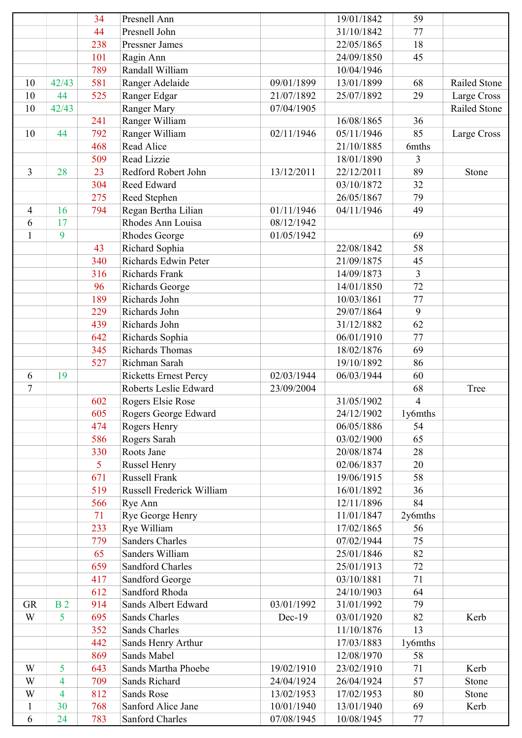| | | | | | | | |
|---|---|---|---|---|---|---|---|
| | | 34 | Presnell Ann | | 19/01/1842 | 59 | |
| | | 44 | Presnell John | | 31/10/1842 | 77 | |
| | | 238 | Pressner James | | 22/05/1865 | 18 | |
| | | 101 | Ragin Ann | | 24/09/1850 | 45 | |
| | | 789 | Randall William | | 10/04/1946 | | |
| 10 | 42/43 | 581 | Ranger Adelaide | 09/01/1899 | 13/01/1899 | 68 | Railed Stone |
| 10 | 44 | 525 | Ranger Edgar | 21/07/1892 | 25/07/1892 | 29 | Large Cross |
| 10 | 42/43 | | Ranger Mary | 07/04/1905 | | | Railed Stone |
| | | 241 | Ranger William | | 16/08/1865 | 36 | |
| 10 | 44 | 792 | Ranger William | 02/11/1946 | 05/11/1946 | 85 | Large Cross |
| | | 468 | Read Alice | | 21/10/1885 | 6mths | |
| | | 509 | Read Lizzie | | 18/01/1890 | 3 | |
| 3 | 28 | 23 | Redford Robert John | 13/12/2011 | 22/12/2011 | 89 | Stone |
| | | 304 | Reed Edward | | 03/10/1872 | 32 | |
| | | 275 | Reed Stephen | | 26/05/1867 | 79 | |
| 4 | 16 | 794 | Regan Bertha Lilian | 01/11/1946 | 04/11/1946 | 49 | |
| 6 | 17 | | Rhodes Ann Louisa | 08/12/1942 | | | |
| 1 | 9 | | Rhodes George | 01/05/1942 | | 69 | |
| | | 43 | Richard Sophia | | 22/08/1842 | 58 | |
| | | 340 | Richards Edwin Peter | | 21/09/1875 | 45 | |
| | | 316 | Richards Frank | | 14/09/1873 | 3 | |
| | | 96 | Richards George | | 14/01/1850 | 72 | |
| | | 189 | Richards John | | 10/03/1861 | 77 | |
| | | 229 | Richards John | | 29/07/1864 | 9 | |
| | | 439 | Richards John | | 31/12/1882 | 62 | |
| | | 642 | Richards Sophia | | 06/01/1910 | 77 | |
| | | 345 | Richards Thomas | | 18/02/1876 | 69 | |
| | | 527 | Richman Sarah | | 19/10/1892 | 86 | |
| 6 | 19 | | Ricketts Ernest Percy | 02/03/1944 | 06/03/1944 | 60 | |
| 7 | | | Roberts Leslie Edward | 23/09/2004 | | 68 | Tree |
| | | 602 | Rogers Elsie Rose | | 31/05/1902 | 4 | |
| | | 605 | Rogers George Edward | | 24/12/1902 | 1y6mths | |
| | | 474 | Rogers Henry | | 06/05/1886 | 54 | |
| | | 586 | Rogers Sarah | | 03/02/1900 | 65 | |
| | | 330 | Roots Jane | | 20/08/1874 | 28 | |
| | | 5 | Russel Henry | | 02/06/1837 | 20 | |
| | | 671 | Russell Frank | | 19/06/1915 | 58 | |
| | | 519 | Russell Frederick William | | 16/01/1892 | 36 | |
| | | 566 | Rye Ann | | 12/11/1896 | 84 | |
| | | 71 | Rye George Henry | | 11/01/1847 | 2y6mths | |
| | | 233 | Rye William | | 17/02/1865 | 56 | |
| | | 779 | Sanders Charles | | 07/02/1944 | 75 | |
| | | 65 | Sanders William | | 25/01/1846 | 82 | |
| | | 659 | Sandford Charles | | 25/01/1913 | 72 | |
| | | 417 | Sandford George | | 03/10/1881 | 71 | |
| | | 612 | Sandford Rhoda | | 24/10/1903 | 64 | |
| GR | B 2 | 914 | Sands Albert Edward | 03/01/1992 | 31/01/1992 | 79 | |
| W | 5 | 695 | Sands Charles | Dec-19 | 03/01/1920 | 82 | Kerb |
| | | 352 | Sands Charles | | 11/10/1876 | 13 | |
| | | 442 | Sands Henry Arthur | | 17/03/1883 | 1y6mths | |
| | | 869 | Sands Mabel | | 12/08/1970 | 58 | |
| W | 5 | 643 | Sands Martha Phoebe | 19/02/1910 | 23/02/1910 | 71 | Kerb |
| W | 4 | 709 | Sands Richard | 24/04/1924 | 26/04/1924 | 57 | Stone |
| W | 4 | 812 | Sands Rose | 13/02/1953 | 17/02/1953 | 80 | Stone |
| 1 | 30 | 768 | Sanford Alice Jane | 10/01/1940 | 13/01/1940 | 69 | Kerb |
| 6 | 24 | 783 | Sanford Charles | 07/08/1945 | 10/08/1945 | 77 | |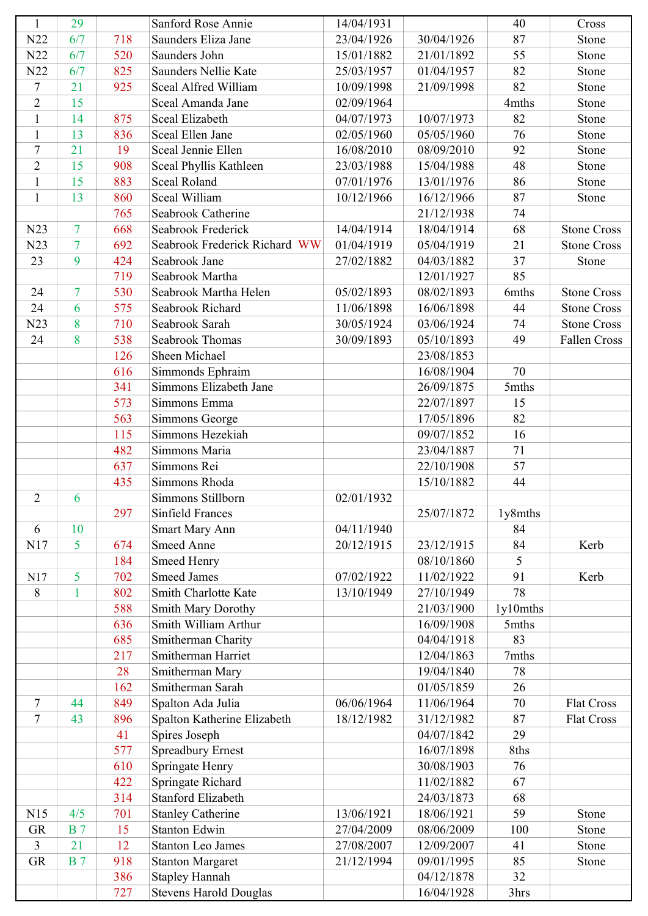| | | | | | | | |
|---|---|---|---|---|---|---|---|
| 1 | 29 | | Sanford Rose Annie | 14/04/1931 | | 40 | Cross |
| N22 | 6/7 | 718 | Saunders Eliza Jane | 23/04/1926 | 30/04/1926 | 87 | Stone |
| N22 | 6/7 | 520 | Saunders John | 15/01/1882 | 21/01/1892 | 55 | Stone |
| N22 | 6/7 | 825 | Saunders Nellie Kate | 25/03/1957 | 01/04/1957 | 82 | Stone |
| 7 | 21 | 925 | Sceal Alfred William | 10/09/1998 | 21/09/1998 | 82 | Stone |
| 2 | 15 | | Sceal Amanda Jane | 02/09/1964 | | 4mths | Stone |
| 1 | 14 | 875 | Sceal Elizabeth | 04/07/1973 | 10/07/1973 | 82 | Stone |
| 1 | 13 | 836 | Sceal Ellen Jane | 02/05/1960 | 05/05/1960 | 76 | Stone |
| 7 | 21 | 19 | Sceal Jennie Ellen | 16/08/2010 | 08/09/2010 | 92 | Stone |
| 2 | 15 | 908 | Sceal Phyllis Kathleen | 23/03/1988 | 15/04/1988 | 48 | Stone |
| 1 | 15 | 883 | Sceal Roland | 07/01/1976 | 13/01/1976 | 86 | Stone |
| 1 | 13 | 860 | Sceal William | 10/12/1966 | 16/12/1966 | 87 | Stone |
| | | 765 | Seabrook Catherine | | 21/12/1938 | 74 | |
| N23 | 7 | 668 | Seabrook Frederick | 14/04/1914 | 18/04/1914 | 68 | Stone Cross |
| N23 | 7 | 692 | Seabrook Frederick Richard WW | 01/04/1919 | 05/04/1919 | 21 | Stone Cross |
| 23 | 9 | 424 | Seabrook Jane | 27/02/1882 | 04/03/1882 | 37 | Stone |
| | | 719 | Seabrook Martha | | 12/01/1927 | 85 | |
| 24 | 7 | 530 | Seabrook Martha Helen | 05/02/1893 | 08/02/1893 | 6mths | Stone Cross |
| 24 | 6 | 575 | Seabrook Richard | 11/06/1898 | 16/06/1898 | 44 | Stone Cross |
| N23 | 8 | 710 | Seabrook Sarah | 30/05/1924 | 03/06/1924 | 74 | Stone Cross |
| 24 | 8 | 538 | Seabrook Thomas | 30/09/1893 | 05/10/1893 | 49 | Fallen Cross |
| | | 126 | Sheen Michael | | 23/08/1853 | | |
| | | 616 | Simmonds Ephraim | | 16/08/1904 | 70 | |
| | | 341 | Simmons Elizabeth Jane | | 26/09/1875 | 5mths | |
| | | 573 | Simmons Emma | | 22/07/1897 | 15 | |
| | | 563 | Simmons George | | 17/05/1896 | 82 | |
| | | 115 | Simmons Hezekiah | | 09/07/1852 | 16 | |
| | | 482 | Simmons Maria | | 23/04/1887 | 71 | |
| | | 637 | Simmons Rei | | 22/10/1908 | 57 | |
| | | 435 | Simmons Rhoda | | 15/10/1882 | 44 | |
| 2 | 6 | | Simmons Stillborn | 02/01/1932 | | | |
| | | 297 | Sinfield Frances | | 25/07/1872 | 1y8mths | |
| 6 | 10 | | Smart Mary Ann | 04/11/1940 | | 84 | |
| N17 | 5 | 674 | Smeed Anne | 20/12/1915 | 23/12/1915 | 84 | Kerb |
| | | 184 | Smeed Henry | | 08/10/1860 | 5 | |
| N17 | 5 | 702 | Smeed James | 07/02/1922 | 11/02/1922 | 91 | Kerb |
| 8 | 1 | 802 | Smith Charlotte Kate | 13/10/1949 | 27/10/1949 | 78 | |
| | | 588 | Smith Mary Dorothy | | 21/03/1900 | 1y10mths | |
| | | 636 | Smith William Arthur | | 16/09/1908 | 5mths | |
| | | 685 | Smitherman Charity | | 04/04/1918 | 83 | |
| | | 217 | Smitherman Harriet | | 12/04/1863 | 7mths | |
| | | 28 | Smitherman Mary | | 19/04/1840 | 78 | |
| | | 162 | Smitherman Sarah | | 01/05/1859 | 26 | |
| 7 | 44 | 849 | Spalton Ada Julia | 06/06/1964 | 11/06/1964 | 70 | Flat Cross |
| 7 | 43 | 896 | Spalton Katherine Elizabeth | 18/12/1982 | 31/12/1982 | 87 | Flat Cross |
| | | 41 | Spires Joseph | | 04/07/1842 | 29 | |
| | | 577 | Spreadbury Ernest | | 16/07/1898 | 8ths | |
| | | 610 | Springate Henry | | 30/08/1903 | 76 | |
| | | 422 | Springate Richard | | 11/02/1882 | 67 | |
| | | 314 | Stanford Elizabeth | | 24/03/1873 | 68 | |
| N15 | 4/5 | 701 | Stanley Catherine | 13/06/1921 | 18/06/1921 | 59 | Stone |
| GR | B 7 | 15 | Stanton Edwin | 27/04/2009 | 08/06/2009 | 100 | Stone |
| 3 | 21 | 12 | Stanton Leo James | 27/08/2007 | 12/09/2007 | 41 | Stone |
| GR | B 7 | 918 | Stanton Margaret | 21/12/1994 | 09/01/1995 | 85 | Stone |
| | | 386 | Stapley Hannah | | 04/12/1878 | 32 | |
| | | 727 | Stevens Harold Douglas | | 16/04/1928 | 3hrs | |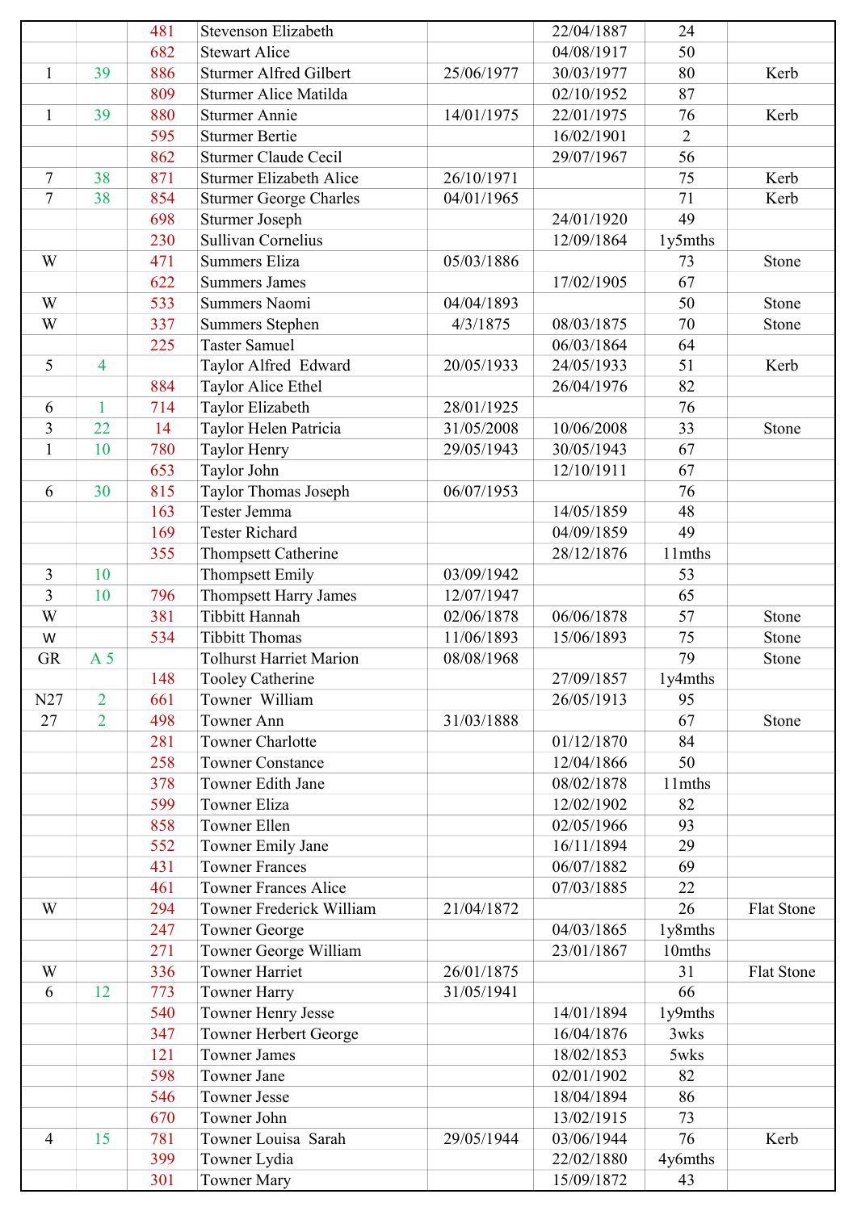| | | | | | | | |
|---|---|---|---|---|---|---|---|
| | | 481 | Stevenson Elizabeth | | 22/04/1887 | 24 | |
| | | 682 | Stewart Alice | | 04/08/1917 | 50 | |
| 1 | 39 | 886 | Sturmer Alfred Gilbert | 25/06/1977 | 30/03/1977 | 80 | Kerb |
| | | 809 | Sturmer Alice Matilda | | 02/10/1952 | 87 | |
| 1 | 39 | 880 | Sturmer Annie | 14/01/1975 | 22/01/1975 | 76 | Kerb |
| | | 595 | Sturmer Bertie | | 16/02/1901 | 2 | |
| | | 862 | Sturmer Claude Cecil | | 29/07/1967 | 56 | |
| 7 | 38 | 871 | Sturmer Elizabeth Alice | 26/10/1971 | | 75 | Kerb |
| 7 | 38 | 854 | Sturmer George Charles | 04/01/1965 | | 71 | Kerb |
| | | 698 | Sturmer Joseph | | 24/01/1920 | 49 | |
| | | 230 | Sullivan Cornelius | | 12/09/1864 | 1y5mths | |
| W | | 471 | Summers Eliza | 05/03/1886 | | 73 | Stone |
| | | 622 | Summers James | | 17/02/1905 | 67 | |
| W | | 533 | Summers Naomi | 04/04/1893 | | 50 | Stone |
| W | | 337 | Summers Stephen | 4/3/1875 | 08/03/1875 | 70 | Stone |
| | | 225 | Taster Samuel | | 06/03/1864 | 64 | |
| 5 | 4 | | Taylor Alfred Edward | 20/05/1933 | 24/05/1933 | 51 | Kerb |
| | | 884 | Taylor Alice Ethel | | 26/04/1976 | 82 | |
| 6 | 1 | 714 | Taylor Elizabeth | 28/01/1925 | | 76 | |
| 3 | 22 | 14 | Taylor Helen Patricia | 31/05/2008 | 10/06/2008 | 33 | Stone |
| 1 | 10 | 780 | Taylor Henry | 29/05/1943 | 30/05/1943 | 67 | |
| | | 653 | Taylor John | | 12/10/1911 | 67 | |
| 6 | 30 | 815 | Taylor Thomas Joseph | 06/07/1953 | | 76 | |
| | | 163 | Tester Jemma | | 14/05/1859 | 48 | |
| | | 169 | Tester Richard | | 04/09/1859 | 49 | |
| | | 355 | Thompsett Catherine | | 28/12/1876 | 11mths | |
| 3 | 10 | | Thompsett Emily | 03/09/1942 | | 53 | |
| 3 | 10 | 796 | Thompsett Harry James | 12/07/1947 | | 65 | |
| W | | 381 | Tibbitt Hannah | 02/06/1878 | 06/06/1878 | 57 | Stone |
| W | | 534 | Tibbitt Thomas | 11/06/1893 | 15/06/1893 | 75 | Stone |
| GR | A 5 | | Tolhurst Harriet Marion | 08/08/1968 | | 79 | Stone |
| | | 148 | Tooley Catherine | | 27/09/1857 | 1y4mths | |
| N27 | 2 | 661 | Towner William | | 26/05/1913 | 95 | |
| 27 | 2 | 498 | Towner Ann | 31/03/1888 | | 67 | Stone |
| | | 281 | Towner Charlotte | | 01/12/1870 | 84 | |
| | | 258 | Towner Constance | | 12/04/1866 | 50 | |
| | | 378 | Towner Edith Jane | | 08/02/1878 | 11mths | |
| | | 599 | Towner Eliza | | 12/02/1902 | 82 | |
| | | 858 | Towner Ellen | | 02/05/1966 | 93 | |
| | | 552 | Towner Emily Jane | | 16/11/1894 | 29 | |
| | | 431 | Towner Frances | | 06/07/1882 | 69 | |
| | | 461 | Towner Frances Alice | | 07/03/1885 | 22 | |
| W | | 294 | Towner Frederick William | 21/04/1872 | | 26 | Flat Stone |
| | | 247 | Towner George | | 04/03/1865 | 1y8mths | |
| | | 271 | Towner George William | | 23/01/1867 | 10mths | |
| W | | 336 | Towner Harriet | 26/01/1875 | | 31 | Flat Stone |
| 6 | 12 | 773 | Towner Harry | 31/05/1941 | | 66 | |
| | | 540 | Towner Henry Jesse | | 14/01/1894 | 1y9mths | |
| | | 347 | Towner Herbert George | | 16/04/1876 | 3wks | |
| | | 121 | Towner James | | 18/02/1853 | 5wks | |
| | | 598 | Towner Jane | | 02/01/1902 | 82 | |
| | | 546 | Towner Jesse | | 18/04/1894 | 86 | |
| | | 670 | Towner John | | 13/02/1915 | 73 | |
| 4 | 15 | 781 | Towner Louisa Sarah | 29/05/1944 | 03/06/1944 | 76 | Kerb |
| | | 399 | Towner Lydia | | 22/02/1880 | 4y6mths | |
| | | 301 | Towner Mary | | 15/09/1872 | 43 | |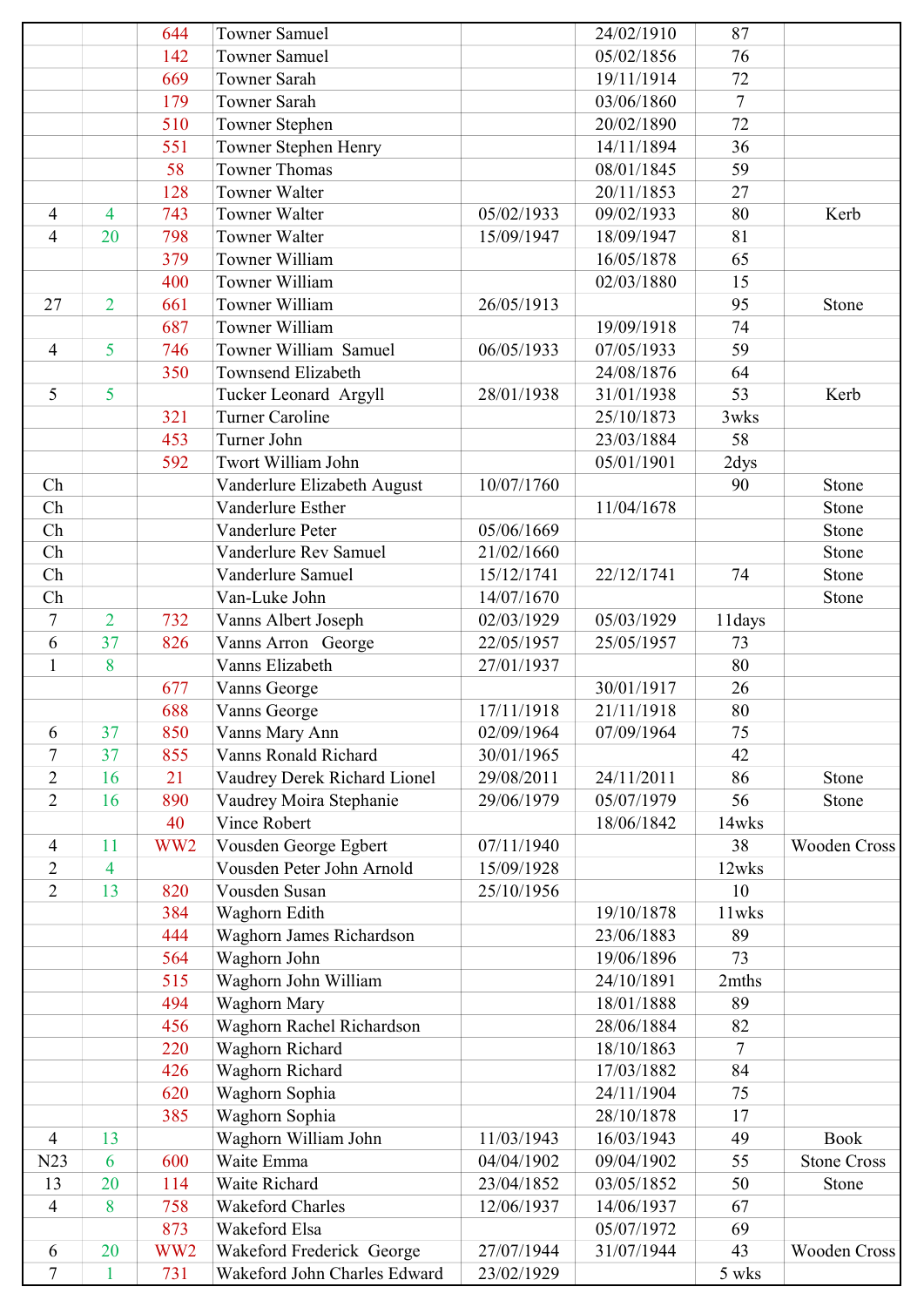| | | | | | | | |
|---|---|---|---|---|---|---|---|
| | | 644 | Towner Samuel | | 24/02/1910 | 87 | |
| | | 142 | Towner Samuel | | 05/02/1856 | 76 | |
| | | 669 | Towner Sarah | | 19/11/1914 | 72 | |
| | | 179 | Towner Sarah | | 03/06/1860 | 7 | |
| | | 510 | Towner Stephen | | 20/02/1890 | 72 | |
| | | 551 | Towner Stephen Henry | | 14/11/1894 | 36 | |
| | | 58 | Towner Thomas | | 08/01/1845 | 59 | |
| | | 128 | Towner Walter | | 20/11/1853 | 27 | |
| 4 | 4 | 743 | Towner Walter | 05/02/1933 | 09/02/1933 | 80 | Kerb |
| 4 | 20 | 798 | Towner Walter | 15/09/1947 | 18/09/1947 | 81 | |
| | | 379 | Towner William | | 16/05/1878 | 65 | |
| | | 400 | Towner William | | 02/03/1880 | 15 | |
| 27 | 2 | 661 | Towner William | 26/05/1913 | | 95 | Stone |
| | | 687 | Towner William | | 19/09/1918 | 74 | |
| 4 | 5 | 746 | Towner William Samuel | 06/05/1933 | 07/05/1933 | 59 | |
| | | 350 | Townsend Elizabeth | | 24/08/1876 | 64 | |
| 5 | 5 | | Tucker Leonard Argyll | 28/01/1938 | 31/01/1938 | 53 | Kerb |
| | | 321 | Turner Caroline | | 25/10/1873 | 3wks | |
| | | 453 | Turner John | | 23/03/1884 | 58 | |
| | | 592 | Twort William John | | 05/01/1901 | 2dys | |
| Ch | | | Vanderlure Elizabeth August | 10/07/1760 | | 90 | Stone |
| Ch | | | Vanderlure Esther | | 11/04/1678 | | Stone |
| Ch | | | Vanderlure Peter | 05/06/1669 | | | Stone |
| Ch | | | Vanderlure Rev Samuel | 21/02/1660 | | | Stone |
| Ch | | | Vanderlure Samuel | 15/12/1741 | 22/12/1741 | 74 | Stone |
| Ch | | | Van-Luke John | 14/07/1670 | | | Stone |
| 7 | 2 | 732 | Vanns Albert Joseph | 02/03/1929 | 05/03/1929 | 11days | |
| 6 | 37 | 826 | Vanns Arron George | 22/05/1957 | 25/05/1957 | 73 | |
| 1 | 8 | | Vanns Elizabeth | 27/01/1937 | | 80 | |
| | | 677 | Vanns George | | 30/01/1917 | 26 | |
| | | 688 | Vanns George | 17/11/1918 | 21/11/1918 | 80 | |
| 6 | 37 | 850 | Vanns Mary Ann | 02/09/1964 | 07/09/1964 | 75 | |
| 7 | 37 | 855 | Vanns Ronald Richard | 30/01/1965 | | 42 | |
| 2 | 16 | 21 | Vaudrey Derek Richard Lionel | 29/08/2011 | 24/11/2011 | 86 | Stone |
| 2 | 16 | 890 | Vaudrey Moira Stephanie | 29/06/1979 | 05/07/1979 | 56 | Stone |
| | | 40 | Vince Robert | | 18/06/1842 | 14wks | |
| 4 | 11 | WW2 | Vousden George Egbert | 07/11/1940 | | 38 | Wooden Cross |
| 2 | 4 | | Vousden Peter John Arnold | 15/09/1928 | | 12wks | |
| 2 | 13 | 820 | Vousden Susan | 25/10/1956 | | 10 | |
| | | 384 | Waghorn Edith | | 19/10/1878 | 11wks | |
| | | 444 | Waghorn James Richardson | | 23/06/1883 | 89 | |
| | | 564 | Waghorn John | | 19/06/1896 | 73 | |
| | | 515 | Waghorn John William | | 24/10/1891 | 2mths | |
| | | 494 | Waghorn Mary | | 18/01/1888 | 89 | |
| | | 456 | Waghorn Rachel Richardson | | 28/06/1884 | 82 | |
| | | 220 | Waghorn Richard | | 18/10/1863 | 7 | |
| | | 426 | Waghorn Richard | | 17/03/1882 | 84 | |
| | | 620 | Waghorn Sophia | | 24/11/1904 | 75 | |
| | | 385 | Waghorn Sophia | | 28/10/1878 | 17 | |
| 4 | 13 | | Waghorn William John | 11/03/1943 | 16/03/1943 | 49 | Book |
| N23 | 6 | 600 | Waite Emma | 04/04/1902 | 09/04/1902 | 55 | Stone Cross |
| 13 | 20 | 114 | Waite Richard | 23/04/1852 | 03/05/1852 | 50 | Stone |
| 4 | 8 | 758 | Wakeford Charles | 12/06/1937 | 14/06/1937 | 67 | |
| | | 873 | Wakeford Elsa | | 05/07/1972 | 69 | |
| 6 | 20 | WW2 | Wakeford Frederick George | 27/07/1944 | 31/07/1944 | 43 | Wooden Cross |
| 7 | 1 | 731 | Wakeford John Charles Edward | 23/02/1929 | | 5 wks | |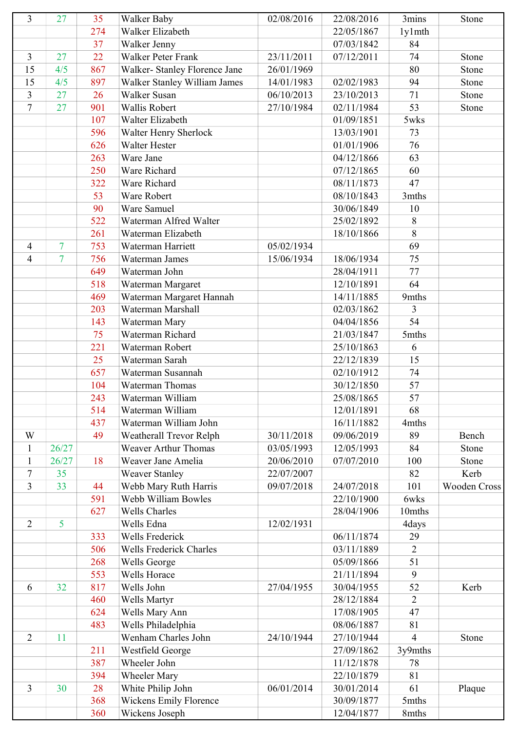| | | | | | | | |
|---|---|---|---|---|---|---|---|
| 3 | 27 | 35 | Walker Baby | 02/08/2016 | 22/08/2016 | 3mins | Stone |
| | | 274 | Walker Elizabeth | | 22/05/1867 | 1y1mth | |
| | | 37 | Walker Jenny | | 07/03/1842 | 84 | |
| 3 | 27 | 22 | Walker Peter Frank | 23/11/2011 | 07/12/2011 | 74 | Stone |
| 15 | 4/5 | 867 | Walker- Stanley Florence Jane | 26/01/1969 | | 80 | Stone |
| 15 | 4/5 | 897 | Walker Stanley William James | 14/01/1983 | 02/02/1983 | 94 | Stone |
| 3 | 27 | 26 | Walker Susan | 06/10/2013 | 23/10/2013 | 71 | Stone |
| 7 | 27 | 901 | Wallis Robert | 27/10/1984 | 02/11/1984 | 53 | Stone |
| | | 107 | Walter Elizabeth | | 01/09/1851 | 5wks | |
| | | 596 | Walter Henry Sherlock | | 13/03/1901 | 73 | |
| | | 626 | Walter Hester | | 01/01/1906 | 76 | |
| | | 263 | Ware Jane | | 04/12/1866 | 63 | |
| | | 250 | Ware Richard | | 07/12/1865 | 60 | |
| | | 322 | Ware Richard | | 08/11/1873 | 47 | |
| | | 53 | Ware Robert | | 08/10/1843 | 3mths | |
| | | 90 | Ware Samuel | | 30/06/1849 | 10 | |
| | | 522 | Waterman Alfred Walter | | 25/02/1892 | 8 | |
| | | 261 | Waterman Elizabeth | | 18/10/1866 | 8 | |
| 4 | 7 | 753 | Waterman Harriett | 05/02/1934 | | 69 | |
| 4 | 7 | 756 | Waterman James | 15/06/1934 | 18/06/1934 | 75 | |
| | | 649 | Waterman John | | 28/04/1911 | 77 | |
| | | 518 | Waterman Margaret | | 12/10/1891 | 64 | |
| | | 469 | Waterman Margaret Hannah | | 14/11/1885 | 9mths | |
| | | 203 | Waterman Marshall | | 02/03/1862 | 3 | |
| | | 143 | Waterman Mary | | 04/04/1856 | 54 | |
| | | 75 | Waterman Richard | | 21/03/1847 | 5mths | |
| | | 221 | Waterman Robert | | 25/10/1863 | 6 | |
| | | 25 | Waterman Sarah | | 22/12/1839 | 15 | |
| | | 657 | Waterman Susannah | | 02/10/1912 | 74 | |
| | | 104 | Waterman Thomas | | 30/12/1850 | 57 | |
| | | 243 | Waterman William | | 25/08/1865 | 57 | |
| | | 514 | Waterman William | | 12/01/1891 | 68 | |
| | | 437 | Waterman William John | | 16/11/1882 | 4mths | |
| W | | 49 | Weatherall Trevor Relph | 30/11/2018 | 09/06/2019 | 89 | Bench |
| 1 | 26/27 | | Weaver Arthur Thomas | 03/05/1993 | 12/05/1993 | 84 | Stone |
| 1 | 26/27 | 18 | Weaver Jane Amelia | 20/06/2010 | 07/07/2010 | 100 | Stone |
| 7 | 35 | | Weaver Stanley | 22/07/2007 | | 82 | Kerb |
| 3 | 33 | 44 | Webb Mary Ruth Harris | 09/07/2018 | 24/07/2018 | 101 | Wooden Cross |
| | | 591 | Webb William Bowles | | 22/10/1900 | 6wks | |
| | | 627 | Wells Charles | | 28/04/1906 | 10mths | |
| 2 | 5 | | Wells Edna | 12/02/1931 | | 4days | |
| | | 333 | Wells Frederick | | 06/11/1874 | 29 | |
| | | 506 | Wells Frederick Charles | | 03/11/1889 | 2 | |
| | | 268 | Wells George | | 05/09/1866 | 51 | |
| | | 553 | Wells Horace | | 21/11/1894 | 9 | |
| 6 | 32 | 817 | Wells John | 27/04/1955 | 30/04/1955 | 52 | Kerb |
| | | 460 | Wells Martyr | | 28/12/1884 | 2 | |
| | | 624 | Wells Mary Ann | | 17/08/1905 | 47 | |
| | | 483 | Wells Philadelphia | | 08/06/1887 | 81 | |
| 2 | 11 | | Wenham Charles John | 24/10/1944 | 27/10/1944 | 4 | Stone |
| | | 211 | Westfield George | | 27/09/1862 | 3y9mths | |
| | | 387 | Wheeler John | | 11/12/1878 | 78 | |
| | | 394 | Wheeler Mary | | 22/10/1879 | 81 | |
| 3 | 30 | 28 | White Philip John | 06/01/2014 | 30/01/2014 | 61 | Plaque |
| | | 368 | Wickens Emily Florence | | 30/09/1877 | 5mths | |
| | | 360 | Wickens Joseph | | 12/04/1877 | 8mths | |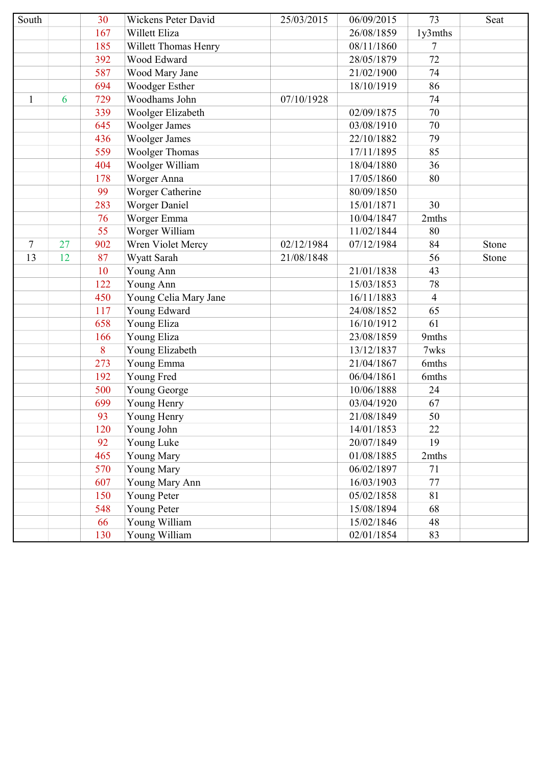| | | | | | | | |
|---|---|---|---|---|---|---|---|
| South | | 30 | Wickens Peter David | 25/03/2015 | 06/09/2015 | 73 | Seat |
| | | 167 | Willett Eliza | | 26/08/1859 | 1y3mths | |
| | | 185 | Willett Thomas Henry | | 08/11/1860 | 7 | |
| | | 392 | Wood Edward | | 28/05/1879 | 72 | |
| | | 587 | Wood Mary Jane | | 21/02/1900 | 74 | |
| | | 694 | Woodger Esther | | 18/10/1919 | 86 | |
| 1 | 6 | 729 | Woodhams John | 07/10/1928 | | 74 | |
| | | 339 | Woolger Elizabeth | | 02/09/1875 | 70 | |
| | | 645 | Woolger James | | 03/08/1910 | 70 | |
| | | 436 | Woolger James | | 22/10/1882 | 79 | |
| | | 559 | Woolger Thomas | | 17/11/1895 | 85 | |
| | | 404 | Woolger William | | 18/04/1880 | 36 | |
| | | 178 | Worger Anna | | 17/05/1860 | 80 | |
| | | 99 | Worger Catherine | | 80/09/1850 | | |
| | | 283 | Worger Daniel | | 15/01/1871 | 30 | |
| | | 76 | Worger Emma | | 10/04/1847 | 2mths | |
| | | 55 | Worger William | | 11/02/1844 | 80 | |
| 7 | 27 | 902 | Wren Violet Mercy | 02/12/1984 | 07/12/1984 | 84 | Stone |
| 13 | 12 | 87 | Wyatt Sarah | 21/08/1848 | | 56 | Stone |
| | | 10 | Young Ann | | 21/01/1838 | 43 | |
| | | 122 | Young Ann | | 15/03/1853 | 78 | |
| | | 450 | Young Celia Mary Jane | | 16/11/1883 | 4 | |
| | | 117 | Young Edward | | 24/08/1852 | 65 | |
| | | 658 | Young Eliza | | 16/10/1912 | 61 | |
| | | 166 | Young Eliza | | 23/08/1859 | 9mths | |
| | | 8 | Young Elizabeth | | 13/12/1837 | 7wks | |
| | | 273 | Young Emma | | 21/04/1867 | 6mths | |
| | | 192 | Young Fred | | 06/04/1861 | 6mths | |
| | | 500 | Young George | | 10/06/1888 | 24 | |
| | | 699 | Young Henry | | 03/04/1920 | 67 | |
| | | 93 | Young Henry | | 21/08/1849 | 50 | |
| | | 120 | Young John | | 14/01/1853 | 22 | |
| | | 92 | Young Luke | | 20/07/1849 | 19 | |
| | | 465 | Young Mary | | 01/08/1885 | 2mths | |
| | | 570 | Young Mary | | 06/02/1897 | 71 | |
| | | 607 | Young Mary Ann | | 16/03/1903 | 77 | |
| | | 150 | Young Peter | | 05/02/1858 | 81 | |
| | | 548 | Young Peter | | 15/08/1894 | 68 | |
| | | 66 | Young William | | 15/02/1846 | 48 | |
| | | 130 | Young William | | 02/01/1854 | 83 | |